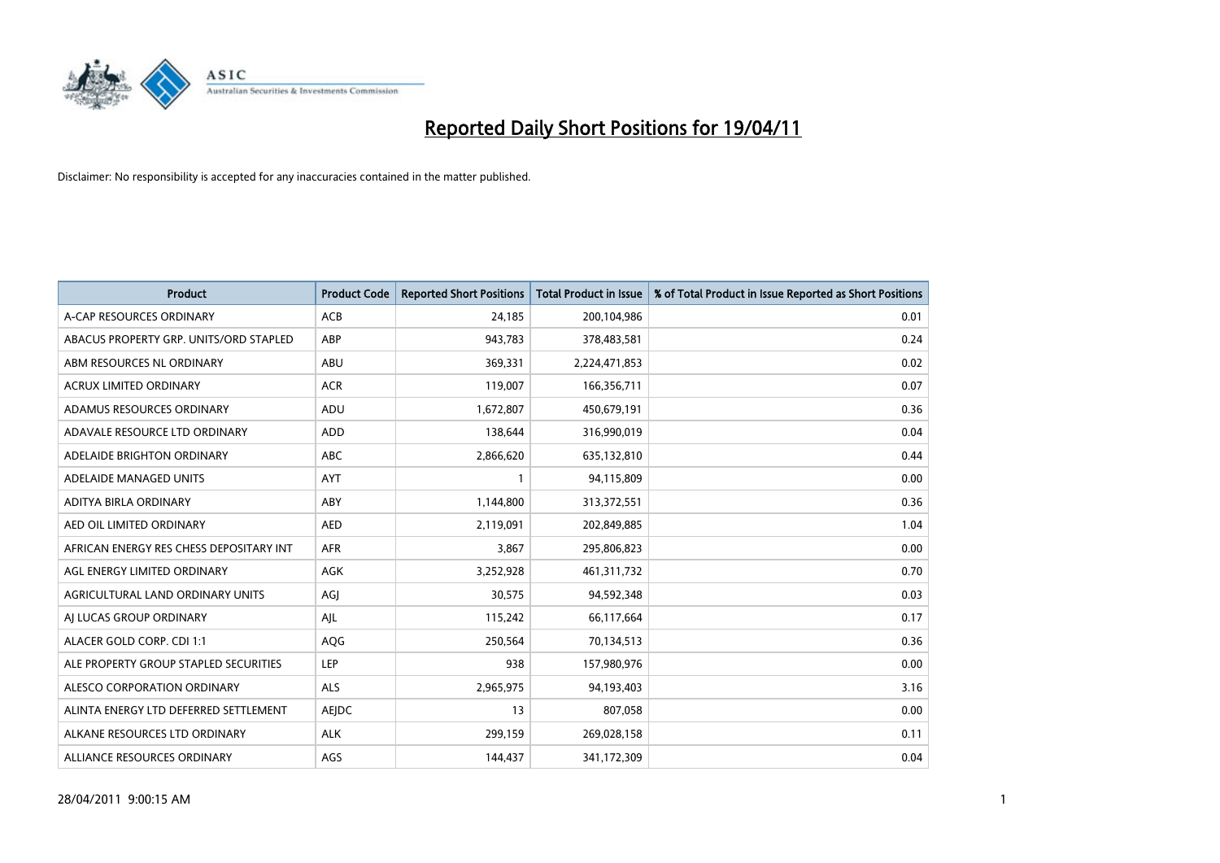# Reported Daily Short Positions for 19/04/11

Disclaimer: No responsibility is accepted for any inaccuracies contained in the matter published.

| Product | Product Code | Reported Short Positions | Total Product in Issue | % of Total Product in Issue Reported as Short Positions |
| --- | --- | --- | --- | --- |
| A-CAP RESOURCES ORDINARY | ACB | 24,185 | 200,104,986 | 0.01 |
| ABACUS PROPERTY GRP. UNITS/ORD STAPLED | ABP | 943,783 | 378,483,581 | 0.24 |
| ABM RESOURCES NL ORDINARY | ABU | 369,331 | 2,224,471,853 | 0.02 |
| ACRUX LIMITED ORDINARY | ACR | 119,007 | 166,356,711 | 0.07 |
| ADAMUS RESOURCES ORDINARY | ADU | 1,672,807 | 450,679,191 | 0.36 |
| ADAVALE RESOURCE LTD ORDINARY | ADD | 138,644 | 316,990,019 | 0.04 |
| ADELAIDE BRIGHTON ORDINARY | ABC | 2,866,620 | 635,132,810 | 0.44 |
| ADELAIDE MANAGED UNITS | AYT | 1 | 94,115,809 | 0.00 |
| ADITYA BIRLA ORDINARY | ABY | 1,144,800 | 313,372,551 | 0.36 |
| AED OIL LIMITED ORDINARY | AED | 2,119,091 | 202,849,885 | 1.04 |
| AFRICAN ENERGY RES CHESS DEPOSITARY INT | AFR | 3,867 | 295,806,823 | 0.00 |
| AGL ENERGY LIMITED ORDINARY | AGK | 3,252,928 | 461,311,732 | 0.70 |
| AGRICULTURAL LAND ORDINARY UNITS | AGJ | 30,575 | 94,592,348 | 0.03 |
| AJ LUCAS GROUP ORDINARY | AJL | 115,242 | 66,117,664 | 0.17 |
| ALACER GOLD CORP. CDI 1:1 | AQG | 250,564 | 70,134,513 | 0.36 |
| ALE PROPERTY GROUP STAPLED SECURITIES | LEP | 938 | 157,980,976 | 0.00 |
| ALESCO CORPORATION ORDINARY | ALS | 2,965,975 | 94,193,403 | 3.16 |
| ALINTA ENERGY LTD DEFERRED SETTLEMENT | AEJDC | 13 | 807,058 | 0.00 |
| ALKANE RESOURCES LTD ORDINARY | ALK | 299,159 | 269,028,158 | 0.11 |
| ALLIANCE RESOURCES ORDINARY | AGS | 144,437 | 341,172,309 | 0.04 |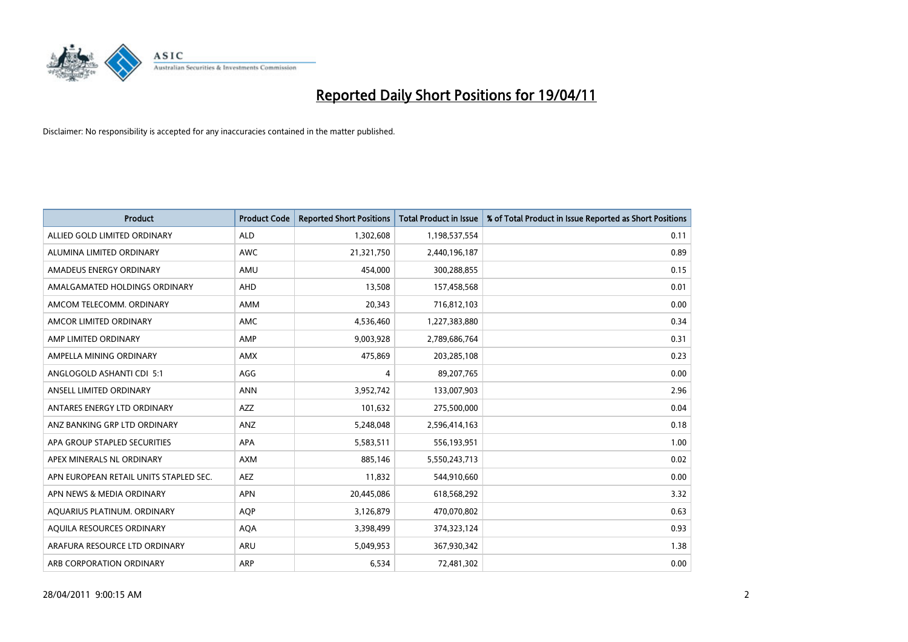# Reported Daily Short Positions for 19/04/11

Disclaimer: No responsibility is accepted for any inaccuracies contained in the matter published.

| Product | Product Code | Reported Short Positions | Total Product in Issue | % of Total Product in Issue Reported as Short Positions |
|---|---|---|---|---|
| ALLIED GOLD LIMITED ORDINARY | ALD | 1,302,608 | 1,198,537,554 | 0.11 |
| ALUMINA LIMITED ORDINARY | AWC | 21,321,750 | 2,440,196,187 | 0.89 |
| AMADEUS ENERGY ORDINARY | AMU | 454,000 | 300,288,855 | 0.15 |
| AMALGAMATED HOLDINGS ORDINARY | AHD | 13,508 | 157,458,568 | 0.01 |
| AMCOM TELECOMM. ORDINARY | AMM | 20,343 | 716,812,103 | 0.00 |
| AMCOR LIMITED ORDINARY | AMC | 4,536,460 | 1,227,383,880 | 0.34 |
| AMP LIMITED ORDINARY | AMP | 9,003,928 | 2,789,686,764 | 0.31 |
| AMPELLA MINING ORDINARY | AMX | 475,869 | 203,285,108 | 0.23 |
| ANGLOGOLD ASHANTI CDI 5:1 | AGG | 4 | 89,207,765 | 0.00 |
| ANSELL LIMITED ORDINARY | ANN | 3,952,742 | 133,007,903 | 2.96 |
| ANTARES ENERGY LTD ORDINARY | AZZ | 101,632 | 275,500,000 | 0.04 |
| ANZ BANKING GRP LTD ORDINARY | ANZ | 5,248,048 | 2,596,414,163 | 0.18 |
| APA GROUP STAPLED SECURITIES | APA | 5,583,511 | 556,193,951 | 1.00 |
| APEX MINERALS NL ORDINARY | AXM | 885,146 | 5,550,243,713 | 0.02 |
| APN EUROPEAN RETAIL UNITS STAPLED SEC. | AEZ | 11,832 | 544,910,660 | 0.00 |
| APN NEWS & MEDIA ORDINARY | APN | 20,445,086 | 618,568,292 | 3.32 |
| AQUARIUS PLATINUM. ORDINARY | AQP | 3,126,879 | 470,070,802 | 0.63 |
| AQUILA RESOURCES ORDINARY | AQA | 3,398,499 | 374,323,124 | 0.93 |
| ARAFURA RESOURCE LTD ORDINARY | ARU | 5,049,953 | 367,930,342 | 1.38 |
| ARB CORPORATION ORDINARY | ARP | 6,534 | 72,481,302 | 0.00 |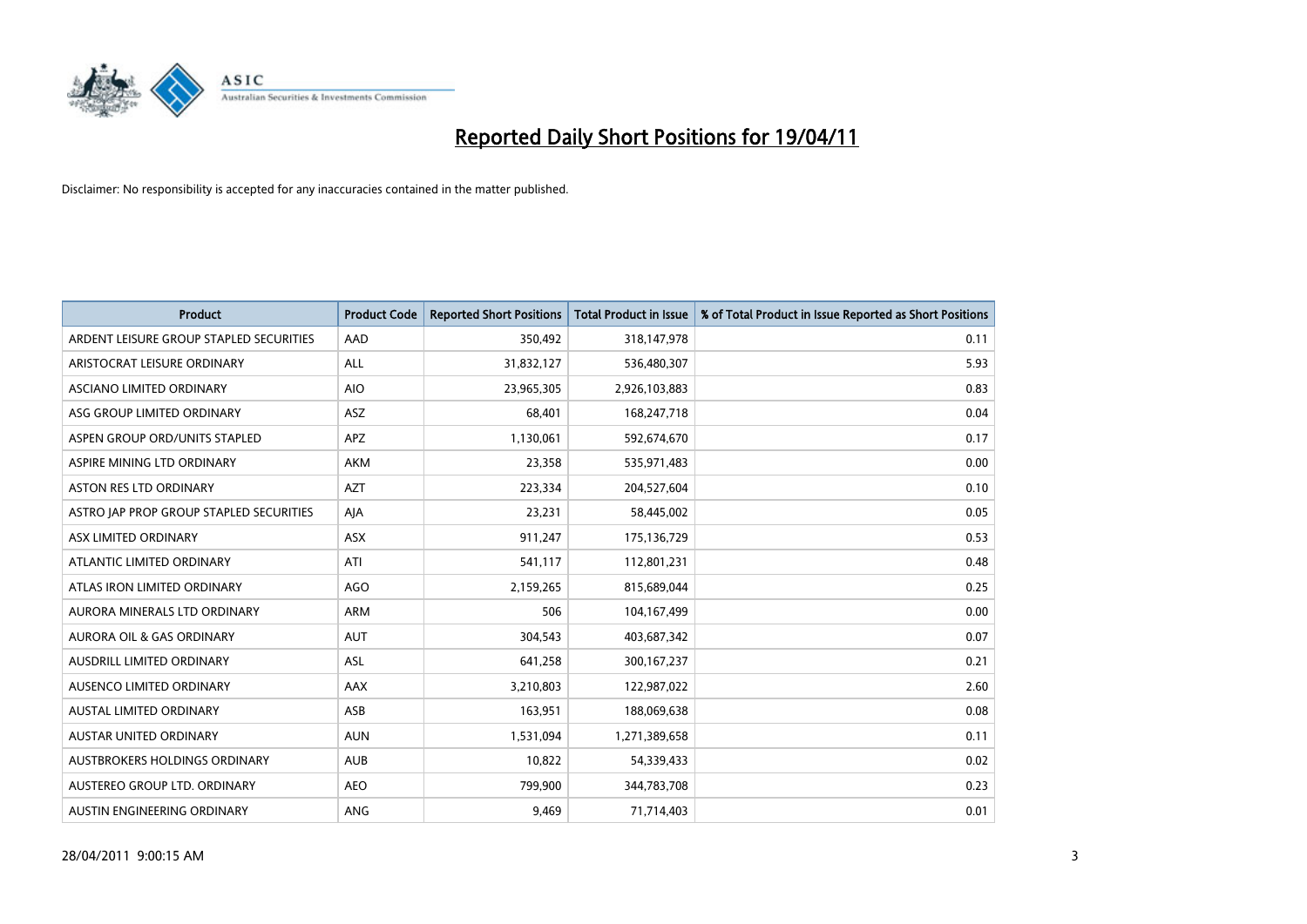# Reported Daily Short Positions for 19/04/11

Disclaimer: No responsibility is accepted for any inaccuracies contained in the matter published.

| Product | Product Code | Reported Short Positions | Total Product in Issue | % of Total Product in Issue Reported as Short Positions |
|---|---|---|---|---|
| ARDENT LEISURE GROUP STAPLED SECURITIES | AAD | 350,492 | 318,147,978 | 0.11 |
| ARISTOCRAT LEISURE ORDINARY | ALL | 31,832,127 | 536,480,307 | 5.93 |
| ASCIANO LIMITED ORDINARY | AIO | 23,965,305 | 2,926,103,883 | 0.83 |
| ASG GROUP LIMITED ORDINARY | ASZ | 68,401 | 168,247,718 | 0.04 |
| ASPEN GROUP ORD/UNITS STAPLED | APZ | 1,130,061 | 592,674,670 | 0.17 |
| ASPIRE MINING LTD ORDINARY | AKM | 23,358 | 535,971,483 | 0.00 |
| ASTON RES LTD ORDINARY | AZT | 223,334 | 204,527,604 | 0.10 |
| ASTRO JAP PROP GROUP STAPLED SECURITIES | AJA | 23,231 | 58,445,002 | 0.05 |
| ASX LIMITED ORDINARY | ASX | 911,247 | 175,136,729 | 0.53 |
| ATLANTIC LIMITED ORDINARY | ATI | 541,117 | 112,801,231 | 0.48 |
| ATLAS IRON LIMITED ORDINARY | AGO | 2,159,265 | 815,689,044 | 0.25 |
| AURORA MINERALS LTD ORDINARY | ARM | 506 | 104,167,499 | 0.00 |
| AURORA OIL & GAS ORDINARY | AUT | 304,543 | 403,687,342 | 0.07 |
| AUSDRILL LIMITED ORDINARY | ASL | 641,258 | 300,167,237 | 0.21 |
| AUSENCO LIMITED ORDINARY | AAX | 3,210,803 | 122,987,022 | 2.60 |
| AUSTAL LIMITED ORDINARY | ASB | 163,951 | 188,069,638 | 0.08 |
| AUSTAR UNITED ORDINARY | AUN | 1,531,094 | 1,271,389,658 | 0.11 |
| AUSTBROKERS HOLDINGS ORDINARY | AUB | 10,822 | 54,339,433 | 0.02 |
| AUSTEREO GROUP LTD. ORDINARY | AEO | 799,900 | 344,783,708 | 0.23 |
| AUSTIN ENGINEERING ORDINARY | ANG | 9,469 | 71,714,403 | 0.01 |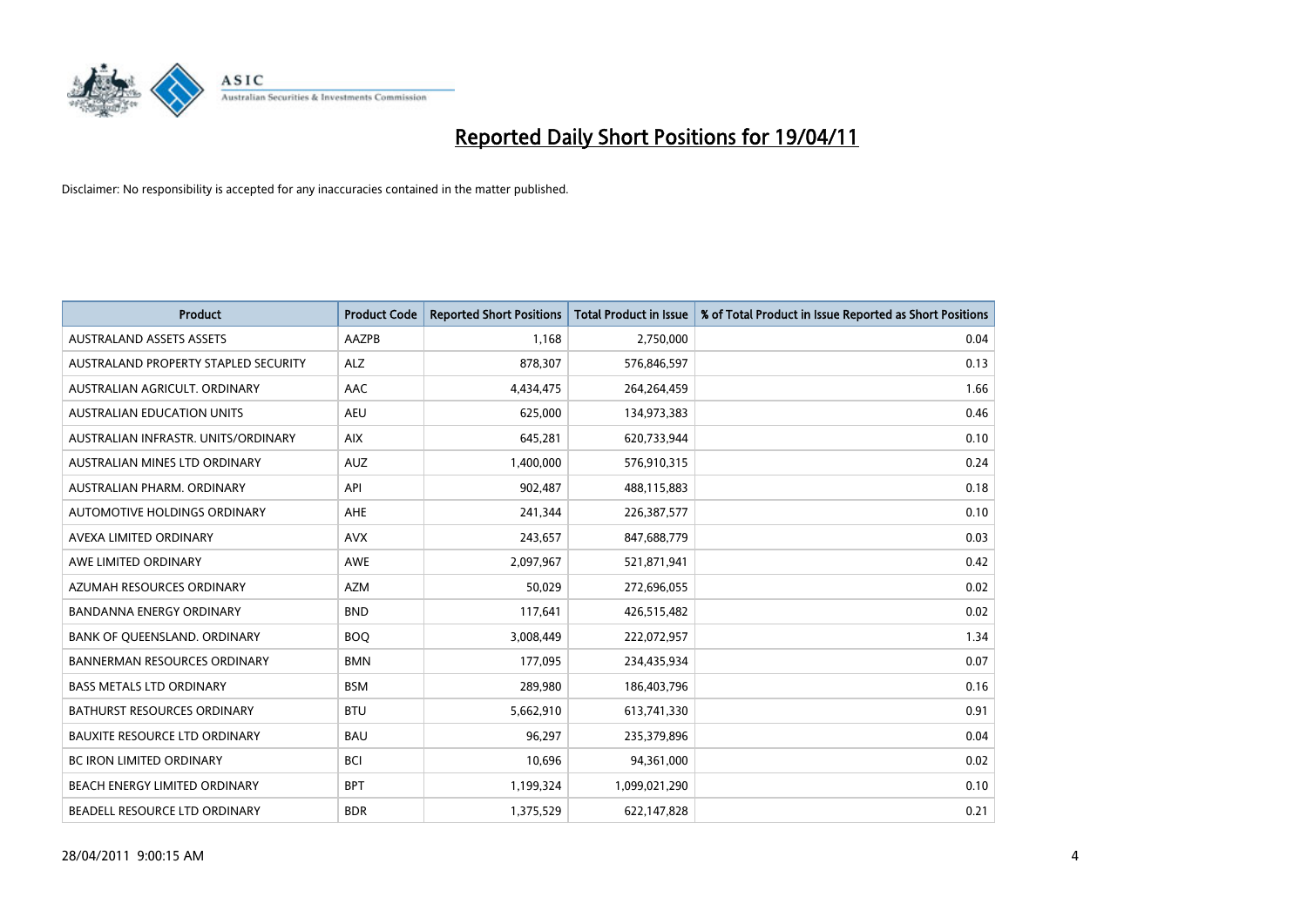# Reported Daily Short Positions for 19/04/11

Disclaimer: No responsibility is accepted for any inaccuracies contained in the matter published.

| Product | Product Code | Reported Short Positions | Total Product in Issue | % of Total Product in Issue Reported as Short Positions |
|---|---|---|---|---|
| AUSTRALAND ASSETS ASSETS | AAZPB | 1,168 | 2,750,000 | 0.04 |
| AUSTRALAND PROPERTY STAPLED SECURITY | ALZ | 878,307 | 576,846,597 | 0.13 |
| AUSTRALIAN AGRICULT. ORDINARY | AAC | 4,434,475 | 264,264,459 | 1.66 |
| AUSTRALIAN EDUCATION UNITS | AEU | 625,000 | 134,973,383 | 0.46 |
| AUSTRALIAN INFRASTR. UNITS/ORDINARY | AIX | 645,281 | 620,733,944 | 0.10 |
| AUSTRALIAN MINES LTD ORDINARY | AUZ | 1,400,000 | 576,910,315 | 0.24 |
| AUSTRALIAN PHARM. ORDINARY | API | 902,487 | 488,115,883 | 0.18 |
| AUTOMOTIVE HOLDINGS ORDINARY | AHE | 241,344 | 226,387,577 | 0.10 |
| AVEXA LIMITED ORDINARY | AVX | 243,657 | 847,688,779 | 0.03 |
| AWE LIMITED ORDINARY | AWE | 2,097,967 | 521,871,941 | 0.42 |
| AZUMAH RESOURCES ORDINARY | AZM | 50,029 | 272,696,055 | 0.02 |
| BANDANNA ENERGY ORDINARY | BND | 117,641 | 426,515,482 | 0.02 |
| BANK OF QUEENSLAND. ORDINARY | BOQ | 3,008,449 | 222,072,957 | 1.34 |
| BANNERMAN RESOURCES ORDINARY | BMN | 177,095 | 234,435,934 | 0.07 |
| BASS METALS LTD ORDINARY | BSM | 289,980 | 186,403,796 | 0.16 |
| BATHURST RESOURCES ORDINARY | BTU | 5,662,910 | 613,741,330 | 0.91 |
| BAUXITE RESOURCE LTD ORDINARY | BAU | 96,297 | 235,379,896 | 0.04 |
| BC IRON LIMITED ORDINARY | BCI | 10,696 | 94,361,000 | 0.02 |
| BEACH ENERGY LIMITED ORDINARY | BPT | 1,199,324 | 1,099,021,290 | 0.10 |
| BEADELL RESOURCE LTD ORDINARY | BDR | 1,375,529 | 622,147,828 | 0.21 |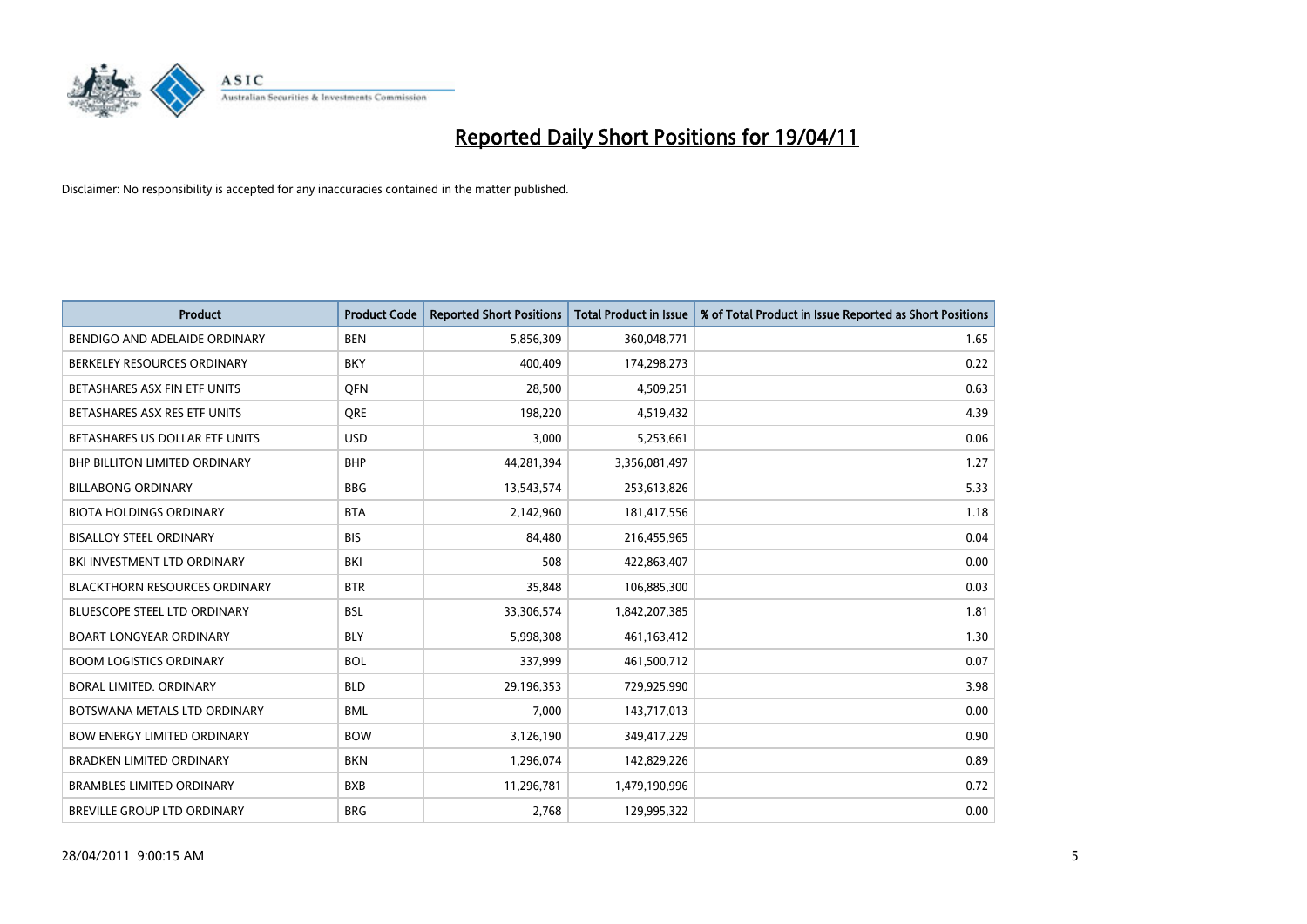# Reported Daily Short Positions for 19/04/11

Disclaimer: No responsibility is accepted for any inaccuracies contained in the matter published.

| Product | Product Code | Reported Short Positions | Total Product in Issue | % of Total Product in Issue Reported as Short Positions |
|---|---|---|---|---|
| BENDIGO AND ADELAIDE ORDINARY | BEN | 5,856,309 | 360,048,771 | 1.65 |
| BERKELEY RESOURCES ORDINARY | BKY | 400,409 | 174,298,273 | 0.22 |
| BETASHARES ASX FIN ETF UNITS | QFN | 28,500 | 4,509,251 | 0.63 |
| BETASHARES ASX RES ETF UNITS | QRE | 198,220 | 4,519,432 | 4.39 |
| BETASHARES US DOLLAR ETF UNITS | USD | 3,000 | 5,253,661 | 0.06 |
| BHP BILLITON LIMITED ORDINARY | BHP | 44,281,394 | 3,356,081,497 | 1.27 |
| BILLABONG ORDINARY | BBG | 13,543,574 | 253,613,826 | 5.33 |
| BIOTA HOLDINGS ORDINARY | BTA | 2,142,960 | 181,417,556 | 1.18 |
| BISALLOY STEEL ORDINARY | BIS | 84,480 | 216,455,965 | 0.04 |
| BKI INVESTMENT LTD ORDINARY | BKI | 508 | 422,863,407 | 0.00 |
| BLACKTHORN RESOURCES ORDINARY | BTR | 35,848 | 106,885,300 | 0.03 |
| BLUESCOPE STEEL LTD ORDINARY | BSL | 33,306,574 | 1,842,207,385 | 1.81 |
| BOART LONGYEAR ORDINARY | BLY | 5,998,308 | 461,163,412 | 1.30 |
| BOOM LOGISTICS ORDINARY | BOL | 337,999 | 461,500,712 | 0.07 |
| BORAL LIMITED. ORDINARY | BLD | 29,196,353 | 729,925,990 | 3.98 |
| BOTSWANA METALS LTD ORDINARY | BML | 7,000 | 143,717,013 | 0.00 |
| BOW ENERGY LIMITED ORDINARY | BOW | 3,126,190 | 349,417,229 | 0.90 |
| BRADKEN LIMITED ORDINARY | BKN | 1,296,074 | 142,829,226 | 0.89 |
| BRAMBLES LIMITED ORDINARY | BXB | 11,296,781 | 1,479,190,996 | 0.72 |
| BREVILLE GROUP LTD ORDINARY | BRG | 2,768 | 129,995,322 | 0.00 |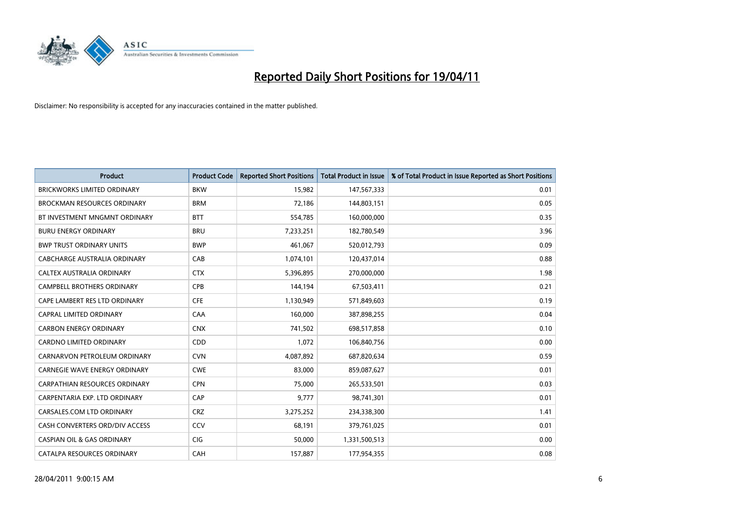# Reported Daily Short Positions for 19/04/11

Disclaimer: No responsibility is accepted for any inaccuracies contained in the matter published.

| Product | Product Code | Reported Short Positions | Total Product in Issue | % of Total Product in Issue Reported as Short Positions |
|---|---|---|---|---|
| BRICKWORKS LIMITED ORDINARY | BKW | 15,982 | 147,567,333 | 0.01 |
| BROCKMAN RESOURCES ORDINARY | BRM | 72,186 | 144,803,151 | 0.05 |
| BT INVESTMENT MNGMNT ORDINARY | BTT | 554,785 | 160,000,000 | 0.35 |
| BURU ENERGY ORDINARY | BRU | 7,233,251 | 182,780,549 | 3.96 |
| BWP TRUST ORDINARY UNITS | BWP | 461,067 | 520,012,793 | 0.09 |
| CABCHARGE AUSTRALIA ORDINARY | CAB | 1,074,101 | 120,437,014 | 0.88 |
| CALTEX AUSTRALIA ORDINARY | CTX | 5,396,895 | 270,000,000 | 1.98 |
| CAMPBELL BROTHERS ORDINARY | CPB | 144,194 | 67,503,411 | 0.21 |
| CAPE LAMBERT RES LTD ORDINARY | CFE | 1,130,949 | 571,849,603 | 0.19 |
| CAPRAL LIMITED ORDINARY | CAA | 160,000 | 387,898,255 | 0.04 |
| CARBON ENERGY ORDINARY | CNX | 741,502 | 698,517,858 | 0.10 |
| CARDNO LIMITED ORDINARY | CDD | 1,072 | 106,840,756 | 0.00 |
| CARNARVON PETROLEUM ORDINARY | CVN | 4,087,892 | 687,820,634 | 0.59 |
| CARNEGIE WAVE ENERGY ORDINARY | CWE | 83,000 | 859,087,627 | 0.01 |
| CARPATHIAN RESOURCES ORDINARY | CPN | 75,000 | 265,533,501 | 0.03 |
| CARPENTARIA EXP. LTD ORDINARY | CAP | 9,777 | 98,741,301 | 0.01 |
| CARSALES.COM LTD ORDINARY | CRZ | 3,275,252 | 234,338,300 | 1.41 |
| CASH CONVERTERS ORD/DIV ACCESS | CCV | 68,191 | 379,761,025 | 0.01 |
| CASPIAN OIL & GAS ORDINARY | CIG | 50,000 | 1,331,500,513 | 0.00 |
| CATALPA RESOURCES ORDINARY | CAH | 157,887 | 177,954,355 | 0.08 |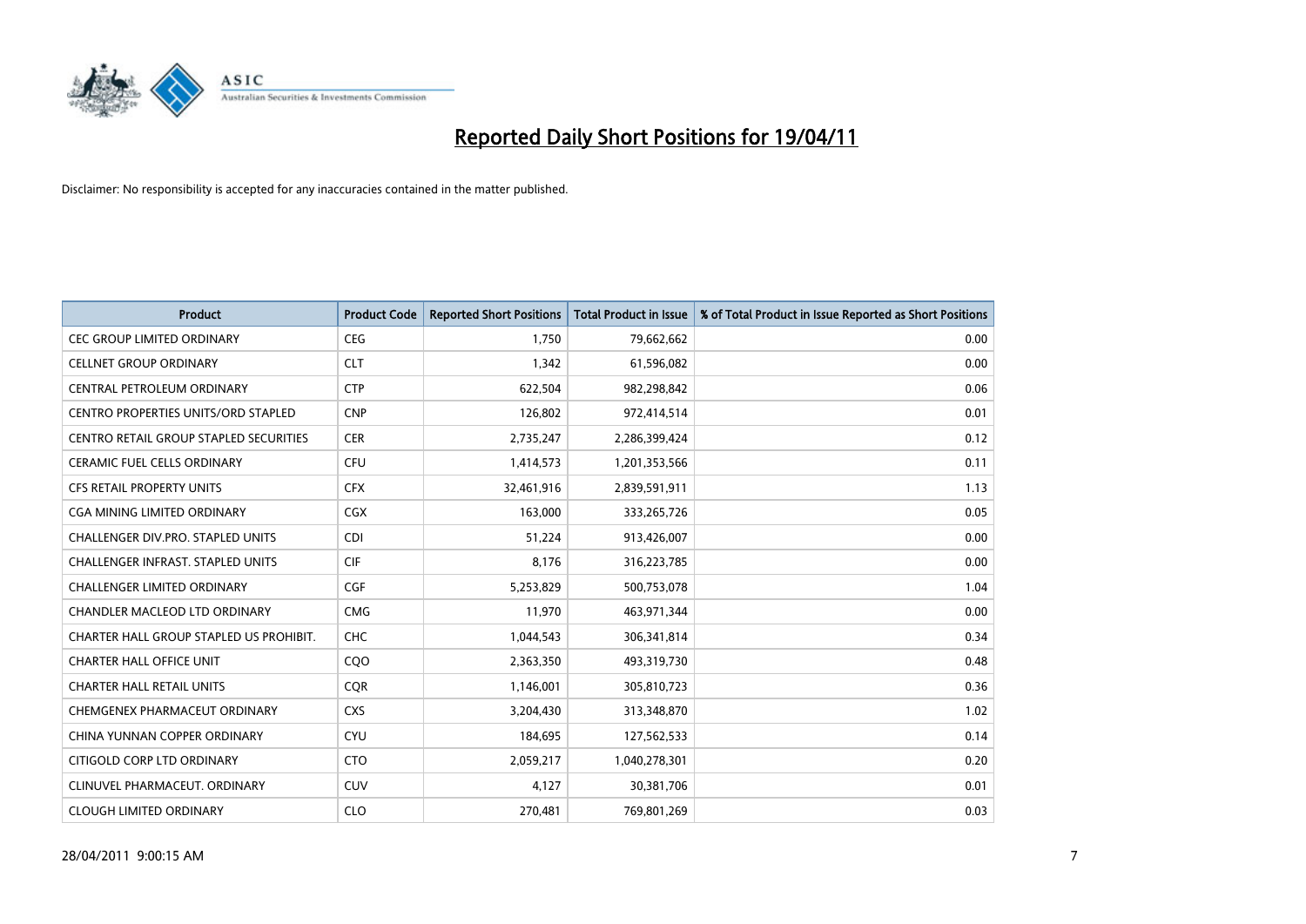# Reported Daily Short Positions for 19/04/11

Disclaimer: No responsibility is accepted for any inaccuracies contained in the matter published.

| Product | Product Code | Reported Short Positions | Total Product in Issue | % of Total Product in Issue Reported as Short Positions |
|---|---|---|---|---|
| CEC GROUP LIMITED ORDINARY | CEG | 1,750 | 79,662,662 | 0.00 |
| CELLNET GROUP ORDINARY | CLT | 1,342 | 61,596,082 | 0.00 |
| CENTRAL PETROLEUM ORDINARY | CTP | 622,504 | 982,298,842 | 0.06 |
| CENTRO PROPERTIES UNITS/ORD STAPLED | CNP | 126,802 | 972,414,514 | 0.01 |
| CENTRO RETAIL GROUP STAPLED SECURITIES | CER | 2,735,247 | 2,286,399,424 | 0.12 |
| CERAMIC FUEL CELLS ORDINARY | CFU | 1,414,573 | 1,201,353,566 | 0.11 |
| CFS RETAIL PROPERTY UNITS | CFX | 32,461,916 | 2,839,591,911 | 1.13 |
| CGA MINING LIMITED ORDINARY | CGX | 163,000 | 333,265,726 | 0.05 |
| CHALLENGER DIV.PRO. STAPLED UNITS | CDI | 51,224 | 913,426,007 | 0.00 |
| CHALLENGER INFRAST. STAPLED UNITS | CIF | 8,176 | 316,223,785 | 0.00 |
| CHALLENGER LIMITED ORDINARY | CGF | 5,253,829 | 500,753,078 | 1.04 |
| CHANDLER MACLEOD LTD ORDINARY | CMG | 11,970 | 463,971,344 | 0.00 |
| CHARTER HALL GROUP STAPLED US PROHIBIT. | CHC | 1,044,543 | 306,341,814 | 0.34 |
| CHARTER HALL OFFICE UNIT | CQO | 2,363,350 | 493,319,730 | 0.48 |
| CHARTER HALL RETAIL UNITS | CQR | 1,146,001 | 305,810,723 | 0.36 |
| CHEMGENEX PHARMACEUT ORDINARY | CXS | 3,204,430 | 313,348,870 | 1.02 |
| CHINA YUNNAN COPPER ORDINARY | CYU | 184,695 | 127,562,533 | 0.14 |
| CITIGOLD CORP LTD ORDINARY | CTO | 2,059,217 | 1,040,278,301 | 0.20 |
| CLINUVEL PHARMACEUT. ORDINARY | CUV | 4,127 | 30,381,706 | 0.01 |
| CLOUGH LIMITED ORDINARY | CLO | 270,481 | 769,801,269 | 0.03 |

28/04/2011 9:00:15 AM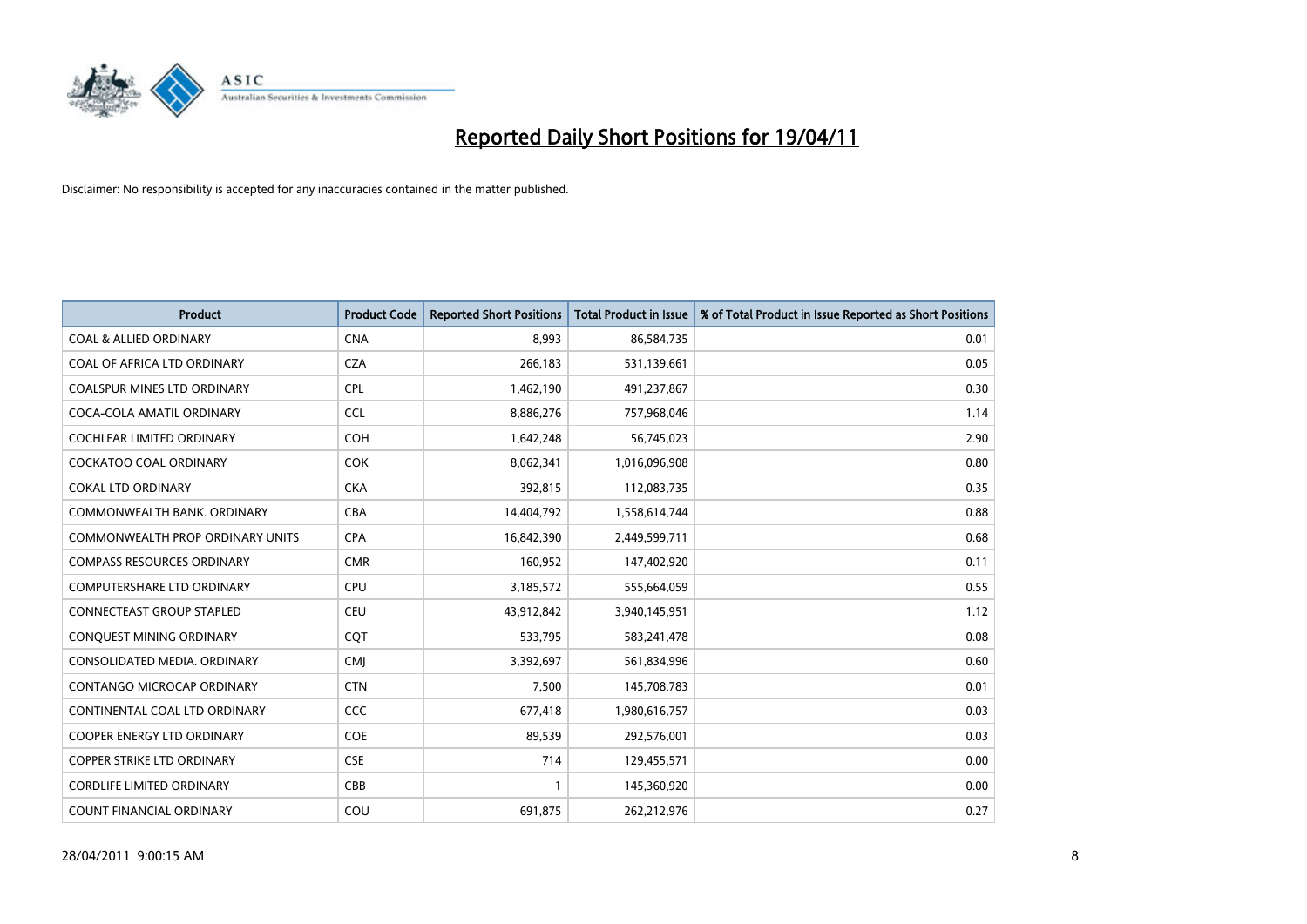# Reported Daily Short Positions for 19/04/11

Disclaimer: No responsibility is accepted for any inaccuracies contained in the matter published.

| Product | Product Code | Reported Short Positions | Total Product in Issue | % of Total Product in Issue Reported as Short Positions |
|---|---|---|---|---|
| COAL & ALLIED ORDINARY | CNA | 8,993 | 86,584,735 | 0.01 |
| COAL OF AFRICA LTD ORDINARY | CZA | 266,183 | 531,139,661 | 0.05 |
| COALSPUR MINES LTD ORDINARY | CPL | 1,462,190 | 491,237,867 | 0.30 |
| COCA-COLA AMATIL ORDINARY | CCL | 8,886,276 | 757,968,046 | 1.14 |
| COCHLEAR LIMITED ORDINARY | COH | 1,642,248 | 56,745,023 | 2.90 |
| COCKATOO COAL ORDINARY | COK | 8,062,341 | 1,016,096,908 | 0.80 |
| COKAL LTD ORDINARY | CKA | 392,815 | 112,083,735 | 0.35 |
| COMMONWEALTH BANK. ORDINARY | CBA | 14,404,792 | 1,558,614,744 | 0.88 |
| COMMONWEALTH PROP ORDINARY UNITS | CPA | 16,842,390 | 2,449,599,711 | 0.68 |
| COMPASS RESOURCES ORDINARY | CMR | 160,952 | 147,402,920 | 0.11 |
| COMPUTERSHARE LTD ORDINARY | CPU | 3,185,572 | 555,664,059 | 0.55 |
| CONNECTEAST GROUP STAPLED | CEU | 43,912,842 | 3,940,145,951 | 1.12 |
| CONQUEST MINING ORDINARY | CQT | 533,795 | 583,241,478 | 0.08 |
| CONSOLIDATED MEDIA. ORDINARY | CMJ | 3,392,697 | 561,834,996 | 0.60 |
| CONTANGO MICROCAP ORDINARY | CTN | 7,500 | 145,708,783 | 0.01 |
| CONTINENTAL COAL LTD ORDINARY | CCC | 677,418 | 1,980,616,757 | 0.03 |
| COOPER ENERGY LTD ORDINARY | COE | 89,539 | 292,576,001 | 0.03 |
| COPPER STRIKE LTD ORDINARY | CSE | 714 | 129,455,571 | 0.00 |
| CORDLIFE LIMITED ORDINARY | CBB | 1 | 145,360,920 | 0.00 |
| COUNT FINANCIAL ORDINARY | COU | 691,875 | 262,212,976 | 0.27 |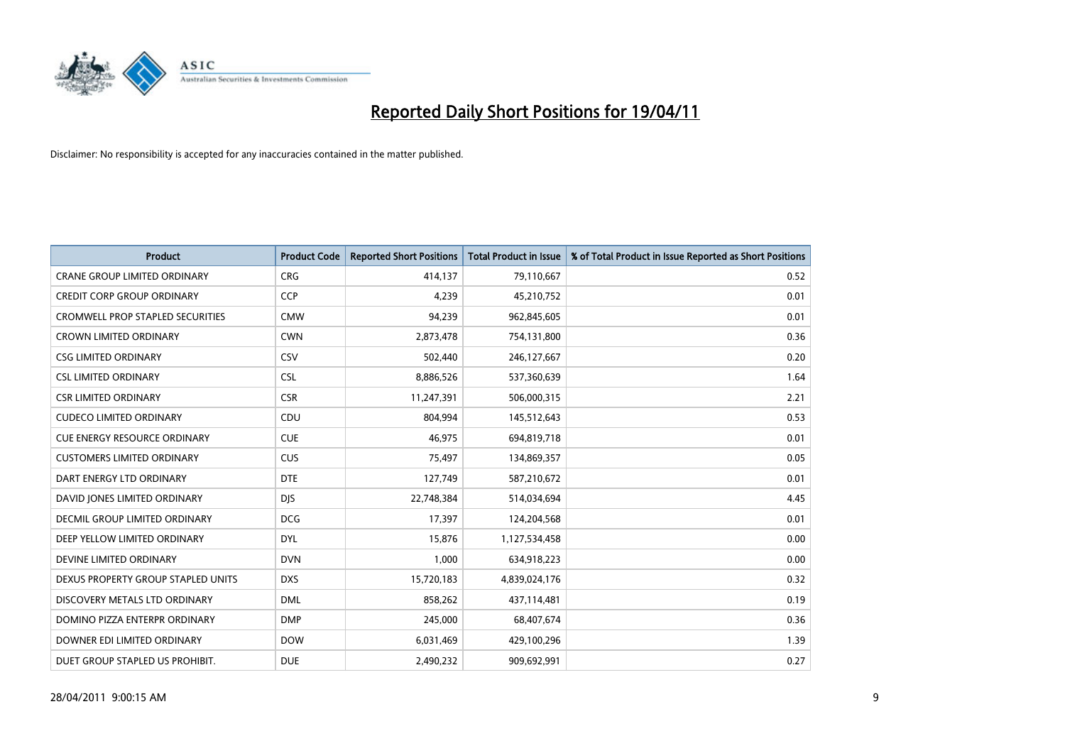# Reported Daily Short Positions for 19/04/11

Disclaimer: No responsibility is accepted for any inaccuracies contained in the matter published.

| Product | Product Code | Reported Short Positions | Total Product in Issue | % of Total Product in Issue Reported as Short Positions |
|---|---|---|---|---|
| CRANE GROUP LIMITED ORDINARY | CRG | 414,137 | 79,110,667 | 0.52 |
| CREDIT CORP GROUP ORDINARY | CCP | 4,239 | 45,210,752 | 0.01 |
| CROMWELL PROP STAPLED SECURITIES | CMW | 94,239 | 962,845,605 | 0.01 |
| CROWN LIMITED ORDINARY | CWN | 2,873,478 | 754,131,800 | 0.36 |
| CSG LIMITED ORDINARY | CSV | 502,440 | 246,127,667 | 0.20 |
| CSL LIMITED ORDINARY | CSL | 8,886,526 | 537,360,639 | 1.64 |
| CSR LIMITED ORDINARY | CSR | 11,247,391 | 506,000,315 | 2.21 |
| CUDECO LIMITED ORDINARY | CDU | 804,994 | 145,512,643 | 0.53 |
| CUE ENERGY RESOURCE ORDINARY | CUE | 46,975 | 694,819,718 | 0.01 |
| CUSTOMERS LIMITED ORDINARY | CUS | 75,497 | 134,869,357 | 0.05 |
| DART ENERGY LTD ORDINARY | DTE | 127,749 | 587,210,672 | 0.01 |
| DAVID JONES LIMITED ORDINARY | DJS | 22,748,384 | 514,034,694 | 4.45 |
| DECMIL GROUP LIMITED ORDINARY | DCG | 17,397 | 124,204,568 | 0.01 |
| DEEP YELLOW LIMITED ORDINARY | DYL | 15,876 | 1,127,534,458 | 0.00 |
| DEVINE LIMITED ORDINARY | DVN | 1,000 | 634,918,223 | 0.00 |
| DEXUS PROPERTY GROUP STAPLED UNITS | DXS | 15,720,183 | 4,839,024,176 | 0.32 |
| DISCOVERY METALS LTD ORDINARY | DML | 858,262 | 437,114,481 | 0.19 |
| DOMINO PIZZA ENTERPR ORDINARY | DMP | 245,000 | 68,407,674 | 0.36 |
| DOWNER EDI LIMITED ORDINARY | DOW | 6,031,469 | 429,100,296 | 1.39 |
| DUET GROUP STAPLED US PROHIBIT. | DUE | 2,490,232 | 909,692,991 | 0.27 |

28/04/2011 9:00:15 AM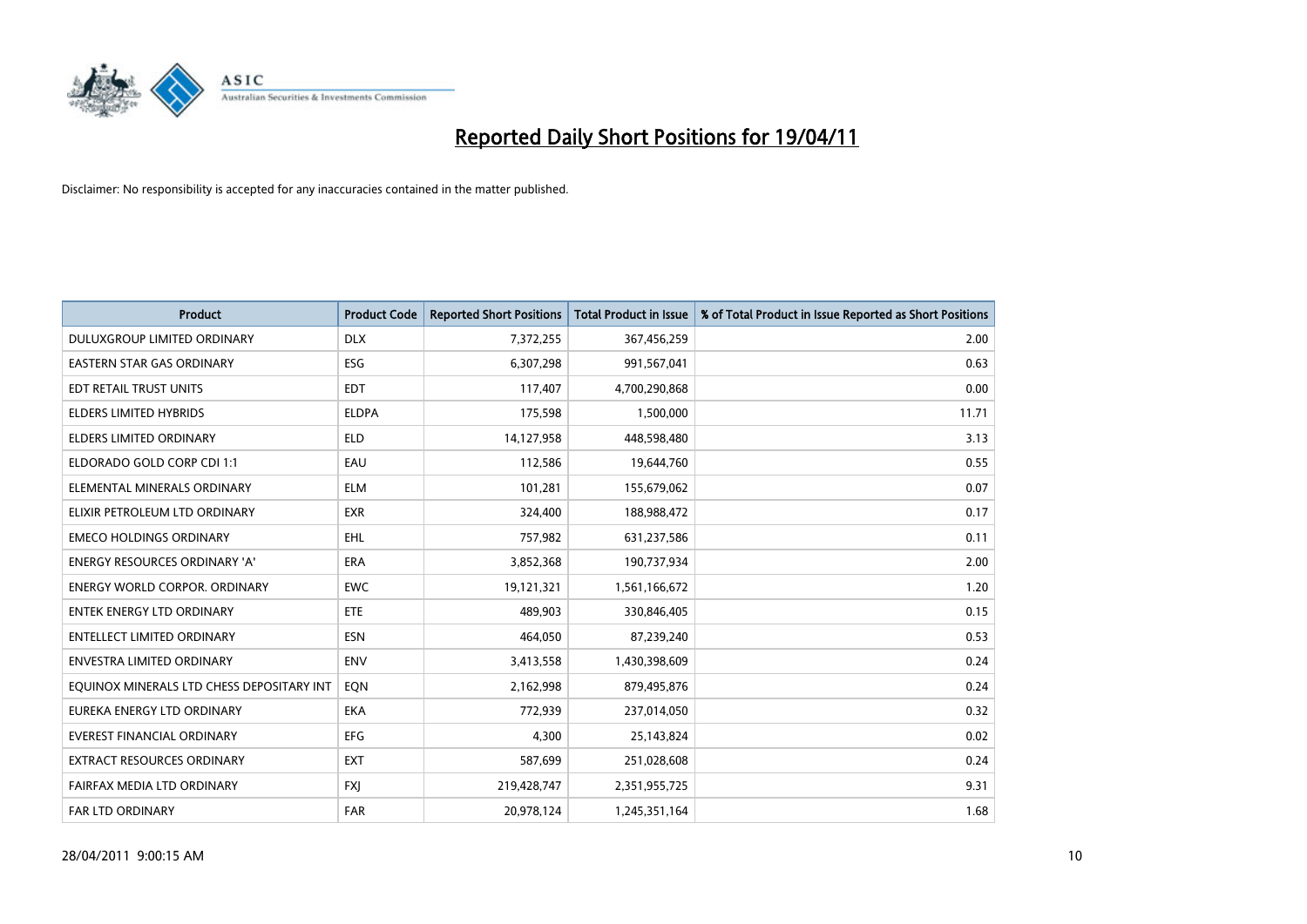# Reported Daily Short Positions for 19/04/11

Disclaimer: No responsibility is accepted for any inaccuracies contained in the matter published.

| Product | Product Code | Reported Short Positions | Total Product in Issue | % of Total Product in Issue Reported as Short Positions |
|---|---|---|---|---|
| DULUXGROUP LIMITED ORDINARY | DLX | 7,372,255 | 367,456,259 | 2.00 |
| EASTERN STAR GAS ORDINARY | ESG | 6,307,298 | 991,567,041 | 0.63 |
| EDT RETAIL TRUST UNITS | EDT | 117,407 | 4,700,290,868 | 0.00 |
| ELDERS LIMITED HYBRIDS | ELDPA | 175,598 | 1,500,000 | 11.71 |
| ELDERS LIMITED ORDINARY | ELD | 14,127,958 | 448,598,480 | 3.13 |
| ELDORADO GOLD CORP CDI 1:1 | EAU | 112,586 | 19,644,760 | 0.55 |
| ELEMENTAL MINERALS ORDINARY | ELM | 101,281 | 155,679,062 | 0.07 |
| ELIXIR PETROLEUM LTD ORDINARY | EXR | 324,400 | 188,988,472 | 0.17 |
| EMECO HOLDINGS ORDINARY | EHL | 757,982 | 631,237,586 | 0.11 |
| ENERGY RESOURCES ORDINARY 'A' | ERA | 3,852,368 | 190,737,934 | 2.00 |
| ENERGY WORLD CORPOR. ORDINARY | EWC | 19,121,321 | 1,561,166,672 | 1.20 |
| ENTEK ENERGY LTD ORDINARY | ETE | 489,903 | 330,846,405 | 0.15 |
| ENTELLECT LIMITED ORDINARY | ESN | 464,050 | 87,239,240 | 0.53 |
| ENVESTRA LIMITED ORDINARY | ENV | 3,413,558 | 1,430,398,609 | 0.24 |
| EQUINOX MINERALS LTD CHESS DEPOSITARY INT | EQN | 2,162,998 | 879,495,876 | 0.24 |
| EUREKA ENERGY LTD ORDINARY | EKA | 772,939 | 237,014,050 | 0.32 |
| EVEREST FINANCIAL ORDINARY | EFG | 4,300 | 25,143,824 | 0.02 |
| EXTRACT RESOURCES ORDINARY | EXT | 587,699 | 251,028,608 | 0.24 |
| FAIRFAX MEDIA LTD ORDINARY | FXJ | 219,428,747 | 2,351,955,725 | 9.31 |
| FAR LTD ORDINARY | FAR | 20,978,124 | 1,245,351,164 | 1.68 |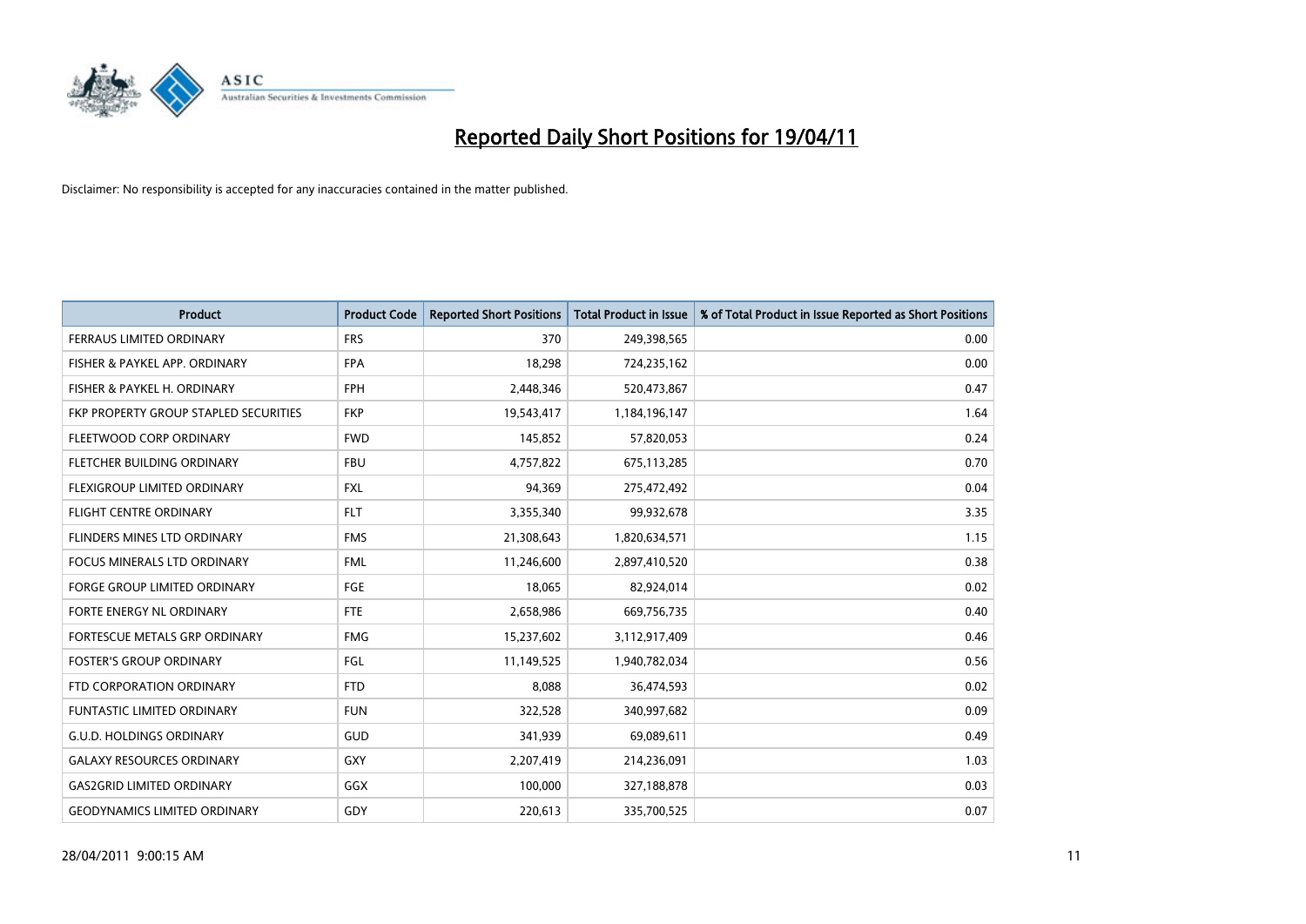# Reported Daily Short Positions for 19/04/11

Disclaimer: No responsibility is accepted for any inaccuracies contained in the matter published.

| Product | Product Code | Reported Short Positions | Total Product in Issue | % of Total Product in Issue Reported as Short Positions |
|---|---|---|---|---|
| FERRAUS LIMITED ORDINARY | FRS | 370 | 249,398,565 | 0.00 |
| FISHER & PAYKEL APP. ORDINARY | FPA | 18,298 | 724,235,162 | 0.00 |
| FISHER & PAYKEL H. ORDINARY | FPH | 2,448,346 | 520,473,867 | 0.47 |
| FKP PROPERTY GROUP STAPLED SECURITIES | FKP | 19,543,417 | 1,184,196,147 | 1.64 |
| FLEETWOOD CORP ORDINARY | FWD | 145,852 | 57,820,053 | 0.24 |
| FLETCHER BUILDING ORDINARY | FBU | 4,757,822 | 675,113,285 | 0.70 |
| FLEXIGROUP LIMITED ORDINARY | FXL | 94,369 | 275,472,492 | 0.04 |
| FLIGHT CENTRE ORDINARY | FLT | 3,355,340 | 99,932,678 | 3.35 |
| FLINDERS MINES LTD ORDINARY | FMS | 21,308,643 | 1,820,634,571 | 1.15 |
| FOCUS MINERALS LTD ORDINARY | FML | 11,246,600 | 2,897,410,520 | 0.38 |
| FORGE GROUP LIMITED ORDINARY | FGE | 18,065 | 82,924,014 | 0.02 |
| FORTE ENERGY NL ORDINARY | FTE | 2,658,986 | 669,756,735 | 0.40 |
| FORTESCUE METALS GRP ORDINARY | FMG | 15,237,602 | 3,112,917,409 | 0.46 |
| FOSTER'S GROUP ORDINARY | FGL | 11,149,525 | 1,940,782,034 | 0.56 |
| FTD CORPORATION ORDINARY | FTD | 8,088 | 36,474,593 | 0.02 |
| FUNTASTIC LIMITED ORDINARY | FUN | 322,528 | 340,997,682 | 0.09 |
| G.U.D. HOLDINGS ORDINARY | GUD | 341,939 | 69,089,611 | 0.49 |
| GALAXY RESOURCES ORDINARY | GXY | 2,207,419 | 214,236,091 | 1.03 |
| GAS2GRID LIMITED ORDINARY | GGX | 100,000 | 327,188,878 | 0.03 |
| GEODYNAMICS LIMITED ORDINARY | GDY | 220,613 | 335,700,525 | 0.07 |

28/04/2011 9:00:15 AM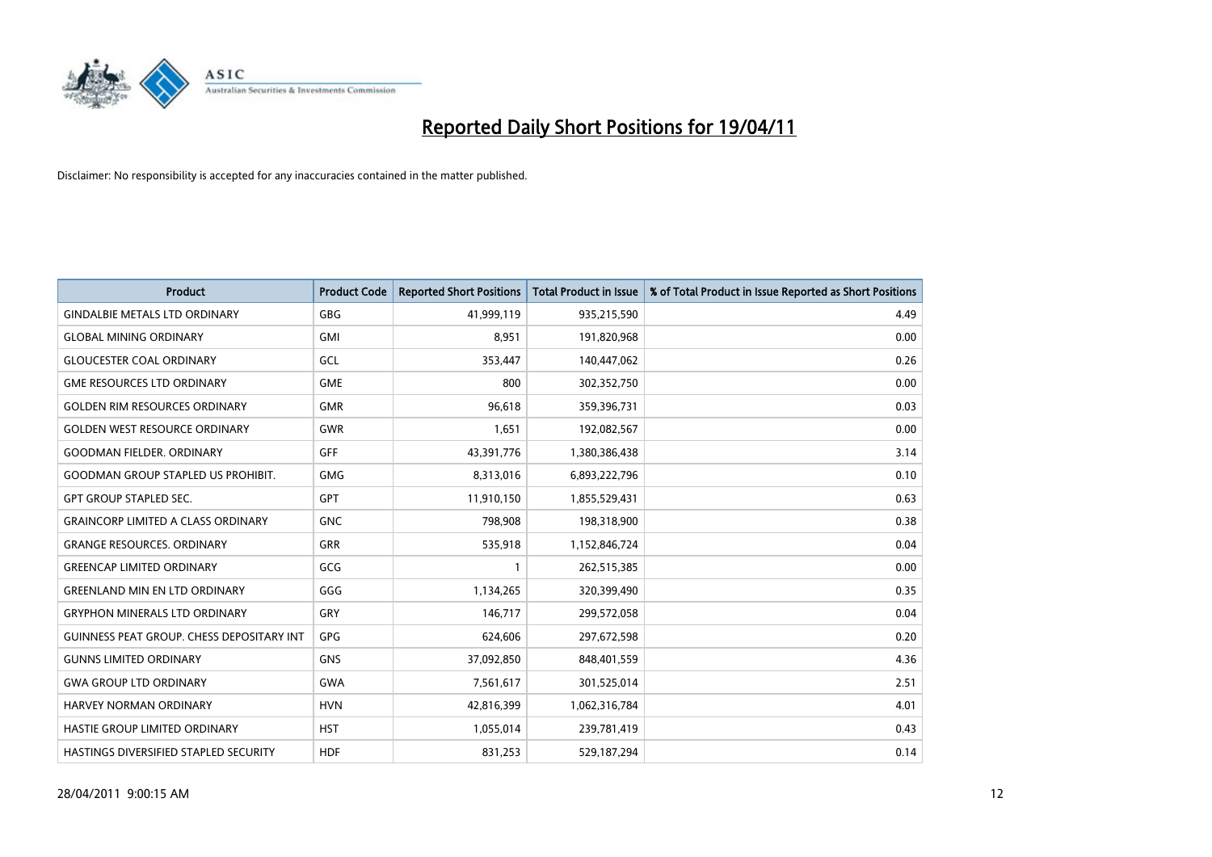# Reported Daily Short Positions for 19/04/11

Disclaimer: No responsibility is accepted for any inaccuracies contained in the matter published.

| Product | Product Code | Reported Short Positions | Total Product in Issue | % of Total Product in Issue Reported as Short Positions |
|---|---|---|---|---|
| GINDALBIE METALS LTD ORDINARY | GBG | 41,999,119 | 935,215,590 | 4.49 |
| GLOBAL MINING ORDINARY | GMI | 8,951 | 191,820,968 | 0.00 |
| GLOUCESTER COAL ORDINARY | GCL | 353,447 | 140,447,062 | 0.26 |
| GME RESOURCES LTD ORDINARY | GME | 800 | 302,352,750 | 0.00 |
| GOLDEN RIM RESOURCES ORDINARY | GMR | 96,618 | 359,396,731 | 0.03 |
| GOLDEN WEST RESOURCE ORDINARY | GWR | 1,651 | 192,082,567 | 0.00 |
| GOODMAN FIELDER. ORDINARY | GFF | 43,391,776 | 1,380,386,438 | 3.14 |
| GOODMAN GROUP STAPLED US PROHIBIT. | GMG | 8,313,016 | 6,893,222,796 | 0.10 |
| GPT GROUP STAPLED SEC. | GPT | 11,910,150 | 1,855,529,431 | 0.63 |
| GRAINCORP LIMITED A CLASS ORDINARY | GNC | 798,908 | 198,318,900 | 0.38 |
| GRANGE RESOURCES. ORDINARY | GRR | 535,918 | 1,152,846,724 | 0.04 |
| GREENCAP LIMITED ORDINARY | GCG | 1 | 262,515,385 | 0.00 |
| GREENLAND MIN EN LTD ORDINARY | GGG | 1,134,265 | 320,399,490 | 0.35 |
| GRYPHON MINERALS LTD ORDINARY | GRY | 146,717 | 299,572,058 | 0.04 |
| GUINNESS PEAT GROUP. CHESS DEPOSITARY INT | GPG | 624,606 | 297,672,598 | 0.20 |
| GUNNS LIMITED ORDINARY | GNS | 37,092,850 | 848,401,559 | 4.36 |
| GWA GROUP LTD ORDINARY | GWA | 7,561,617 | 301,525,014 | 2.51 |
| HARVEY NORMAN ORDINARY | HVN | 42,816,399 | 1,062,316,784 | 4.01 |
| HASTIE GROUP LIMITED ORDINARY | HST | 1,055,014 | 239,781,419 | 0.43 |
| HASTINGS DIVERSIFIED STAPLED SECURITY | HDF | 831,253 | 529,187,294 | 0.14 |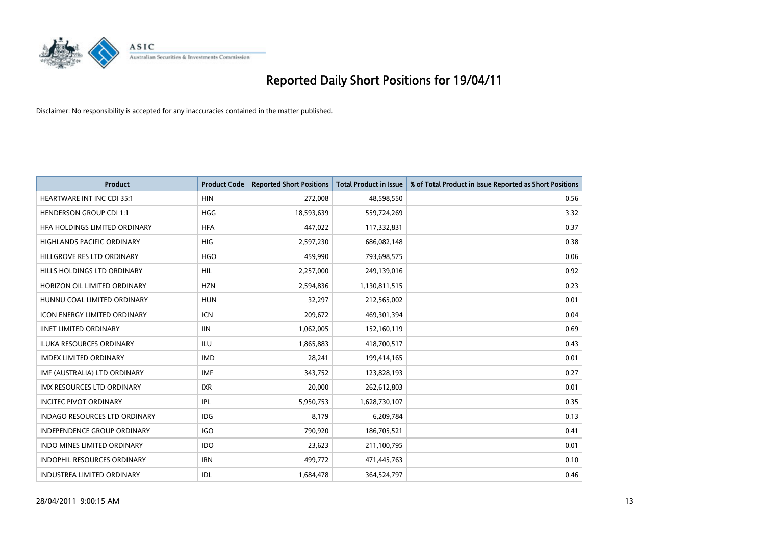# Reported Daily Short Positions for 19/04/11

Disclaimer: No responsibility is accepted for any inaccuracies contained in the matter published.

| Product | Product Code | Reported Short Positions | Total Product in Issue | % of Total Product in Issue Reported as Short Positions |
|---|---|---|---|---|
| HEARTWARE INT INC CDI 35:1 | HIN | 272,008 | 48,598,550 | 0.56 |
| HENDERSON GROUP CDI 1:1 | HGG | 18,593,639 | 559,724,269 | 3.32 |
| HFA HOLDINGS LIMITED ORDINARY | HFA | 447,022 | 117,332,831 | 0.37 |
| HIGHLANDS PACIFIC ORDINARY | HIG | 2,597,230 | 686,082,148 | 0.38 |
| HILLGROVE RES LTD ORDINARY | HGO | 459,990 | 793,698,575 | 0.06 |
| HILLS HOLDINGS LTD ORDINARY | HIL | 2,257,000 | 249,139,016 | 0.92 |
| HORIZON OIL LIMITED ORDINARY | HZN | 2,594,836 | 1,130,811,515 | 0.23 |
| HUNNU COAL LIMITED ORDINARY | HUN | 32,297 | 212,565,002 | 0.01 |
| ICON ENERGY LIMITED ORDINARY | ICN | 209,672 | 469,301,394 | 0.04 |
| IINET LIMITED ORDINARY | IIN | 1,062,005 | 152,160,119 | 0.69 |
| ILUKA RESOURCES ORDINARY | ILU | 1,865,883 | 418,700,517 | 0.43 |
| IMDEX LIMITED ORDINARY | IMD | 28,241 | 199,414,165 | 0.01 |
| IMF (AUSTRALIA) LTD ORDINARY | IMF | 343,752 | 123,828,193 | 0.27 |
| IMX RESOURCES LTD ORDINARY | IXR | 20,000 | 262,612,803 | 0.01 |
| INCITEC PIVOT ORDINARY | IPL | 5,950,753 | 1,628,730,107 | 0.35 |
| INDAGO RESOURCES LTD ORDINARY | IDG | 8,179 | 6,209,784 | 0.13 |
| INDEPENDENCE GROUP ORDINARY | IGO | 790,920 | 186,705,521 | 0.41 |
| INDO MINES LIMITED ORDINARY | IDO | 23,623 | 211,100,795 | 0.01 |
| INDOPHIL RESOURCES ORDINARY | IRN | 499,772 | 471,445,763 | 0.10 |
| INDUSTREA LIMITED ORDINARY | IDL | 1,684,478 | 364,524,797 | 0.46 |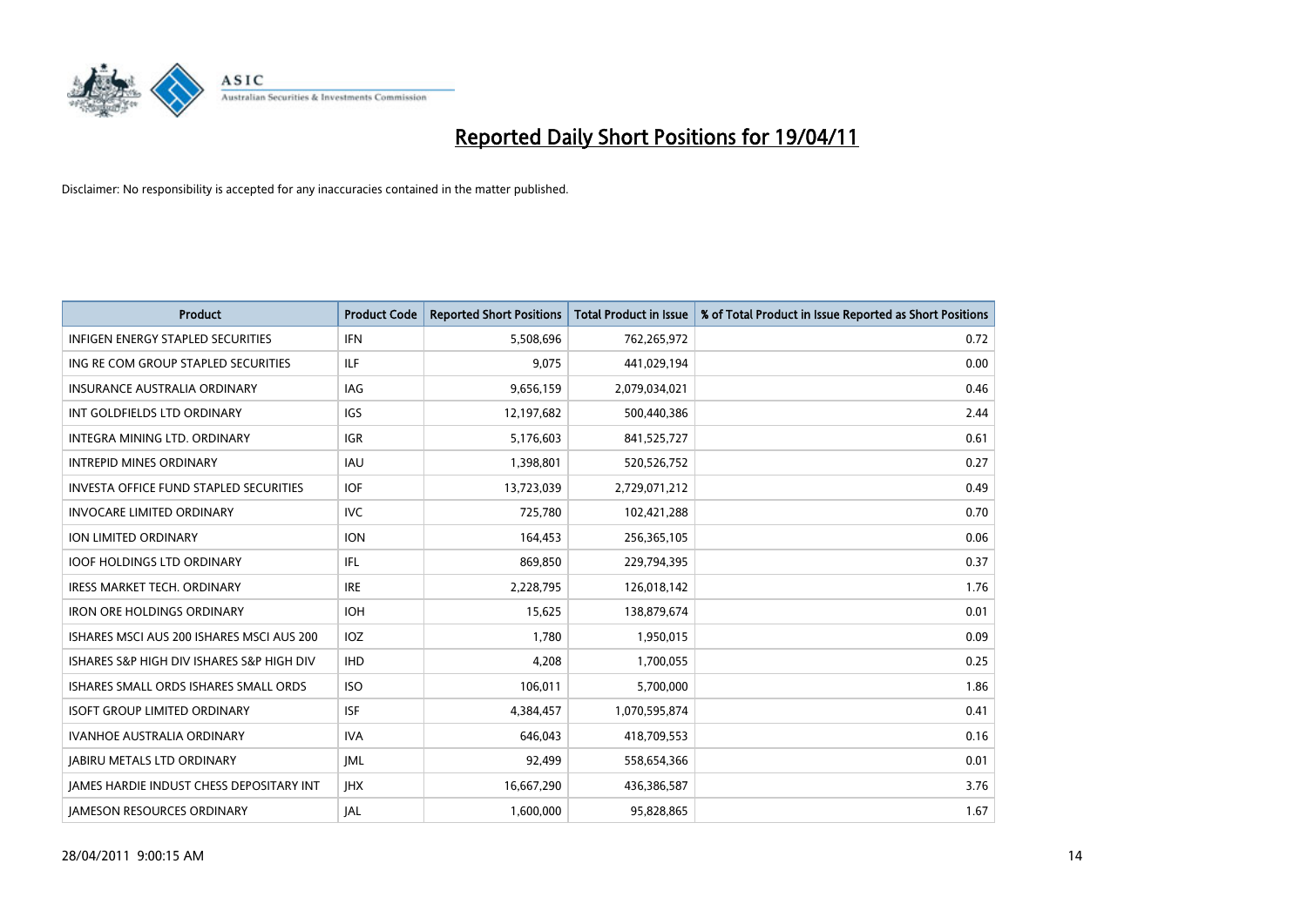# Reported Daily Short Positions for 19/04/11

Disclaimer: No responsibility is accepted for any inaccuracies contained in the matter published.

| Product | Product Code | Reported Short Positions | Total Product in Issue | % of Total Product in Issue Reported as Short Positions |
| --- | --- | --- | --- | --- |
| INFIGEN ENERGY STAPLED SECURITIES | IFN | 5,508,696 | 762,265,972 | 0.72 |
| ING RE COM GROUP STAPLED SECURITIES | ILF | 9,075 | 441,029,194 | 0.00 |
| INSURANCE AUSTRALIA ORDINARY | IAG | 9,656,159 | 2,079,034,021 | 0.46 |
| INT GOLDFIELDS LTD ORDINARY | IGS | 12,197,682 | 500,440,386 | 2.44 |
| INTEGRA MINING LTD. ORDINARY | IGR | 5,176,603 | 841,525,727 | 0.61 |
| INTREPID MINES ORDINARY | IAU | 1,398,801 | 520,526,752 | 0.27 |
| INVESTA OFFICE FUND STAPLED SECURITIES | IOF | 13,723,039 | 2,729,071,212 | 0.49 |
| INVOCARE LIMITED ORDINARY | IVC | 725,780 | 102,421,288 | 0.70 |
| ION LIMITED ORDINARY | ION | 164,453 | 256,365,105 | 0.06 |
| IOOF HOLDINGS LTD ORDINARY | IFL | 869,850 | 229,794,395 | 0.37 |
| IRESS MARKET TECH. ORDINARY | IRE | 2,228,795 | 126,018,142 | 1.76 |
| IRON ORE HOLDINGS ORDINARY | IOH | 15,625 | 138,879,674 | 0.01 |
| ISHARES MSCI AUS 200 ISHARES MSCI AUS 200 | IOZ | 1,780 | 1,950,015 | 0.09 |
| ISHARES S&P HIGH DIV ISHARES S&P HIGH DIV | IHD | 4,208 | 1,700,055 | 0.25 |
| ISHARES SMALL ORDS ISHARES SMALL ORDS | ISO | 106,011 | 5,700,000 | 1.86 |
| ISOFT GROUP LIMITED ORDINARY | ISF | 4,384,457 | 1,070,595,874 | 0.41 |
| IVANHOE AUSTRALIA ORDINARY | IVA | 646,043 | 418,709,553 | 0.16 |
| JABIRU METALS LTD ORDINARY | JML | 92,499 | 558,654,366 | 0.01 |
| JAMES HARDIE INDUST CHESS DEPOSITARY INT | JHX | 16,667,290 | 436,386,587 | 3.76 |
| JAMESON RESOURCES ORDINARY | JAL | 1,600,000 | 95,828,865 | 1.67 |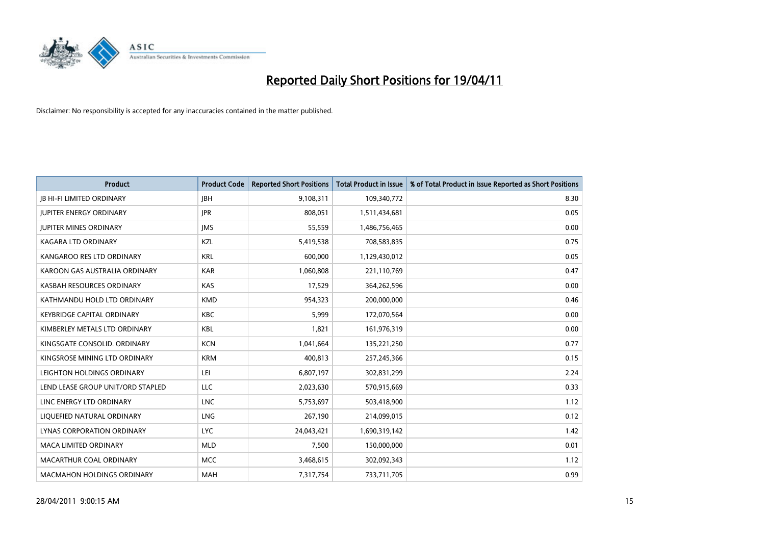# Reported Daily Short Positions for 19/04/11

Disclaimer: No responsibility is accepted for any inaccuracies contained in the matter published.

| Product | Product Code | Reported Short Positions | Total Product in Issue | % of Total Product in Issue Reported as Short Positions |
|---|---|---|---|---|
| JB HI-FI LIMITED ORDINARY | JBH | 9,108,311 | 109,340,772 | 8.30 |
| JUPITER ENERGY ORDINARY | JPR | 808,051 | 1,511,434,681 | 0.05 |
| JUPITER MINES ORDINARY | JMS | 55,559 | 1,486,756,465 | 0.00 |
| KAGARA LTD ORDINARY | KZL | 5,419,538 | 708,583,835 | 0.75 |
| KANGAROO RES LTD ORDINARY | KRL | 600,000 | 1,129,430,012 | 0.05 |
| KAROON GAS AUSTRALIA ORDINARY | KAR | 1,060,808 | 221,110,769 | 0.47 |
| KASBAH RESOURCES ORDINARY | KAS | 17,529 | 364,262,596 | 0.00 |
| KATHMANDU HOLD LTD ORDINARY | KMD | 954,323 | 200,000,000 | 0.46 |
| KEYBRIDGE CAPITAL ORDINARY | KBC | 5,999 | 172,070,564 | 0.00 |
| KIMBERLEY METALS LTD ORDINARY | KBL | 1,821 | 161,976,319 | 0.00 |
| KINGSGATE CONSOLID. ORDINARY | KCN | 1,041,664 | 135,221,250 | 0.77 |
| KINGSROSE MINING LTD ORDINARY | KRM | 400,813 | 257,245,366 | 0.15 |
| LEIGHTON HOLDINGS ORDINARY | LEI | 6,807,197 | 302,831,299 | 2.24 |
| LEND LEASE GROUP UNIT/ORD STAPLED | LLC | 2,023,630 | 570,915,669 | 0.33 |
| LINC ENERGY LTD ORDINARY | LNC | 5,753,697 | 503,418,900 | 1.12 |
| LIQUEFIED NATURAL ORDINARY | LNG | 267,190 | 214,099,015 | 0.12 |
| LYNAS CORPORATION ORDINARY | LYC | 24,043,421 | 1,690,319,142 | 1.42 |
| MACA LIMITED ORDINARY | MLD | 7,500 | 150,000,000 | 0.01 |
| MACARTHUR COAL ORDINARY | MCC | 3,468,615 | 302,092,343 | 1.12 |
| MACMAHON HOLDINGS ORDINARY | MAH | 7,317,754 | 733,711,705 | 0.99 |

28/04/2011 9:00:15 AM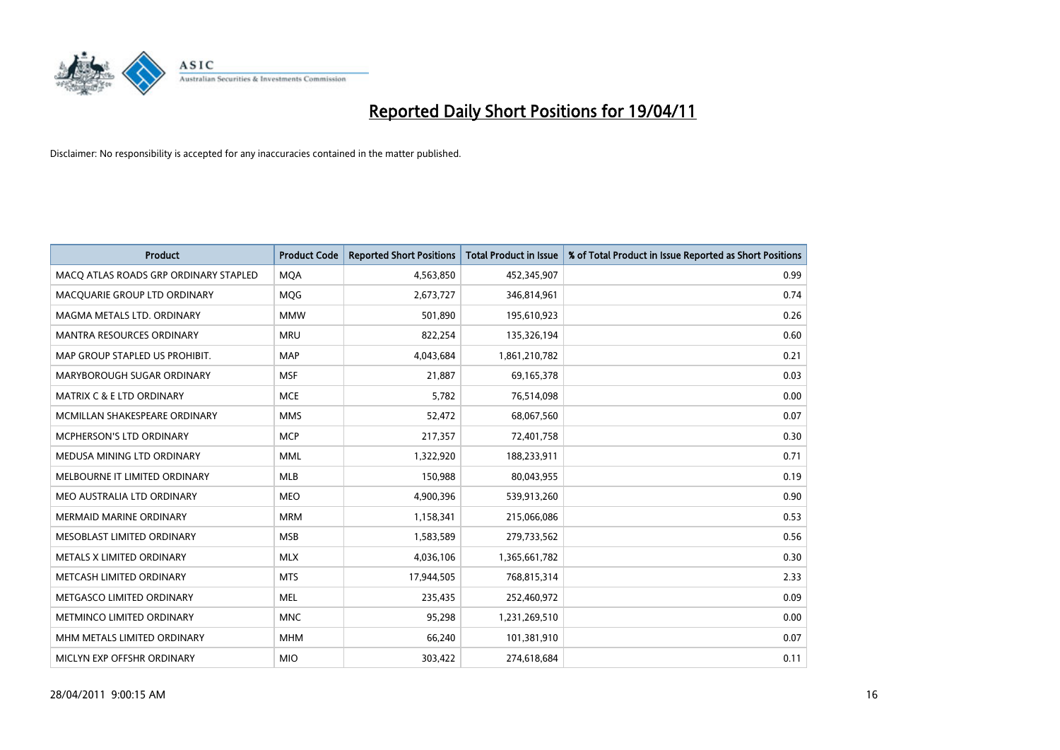# Reported Daily Short Positions for 19/04/11

Disclaimer: No responsibility is accepted for any inaccuracies contained in the matter published.

| Product | Product Code | Reported Short Positions | Total Product in Issue | % of Total Product in Issue Reported as Short Positions |
|---|---|---|---|---|
| MACQ ATLAS ROADS GRP ORDINARY STAPLED | MQA | 4,563,850 | 452,345,907 | 0.99 |
| MACQUARIE GROUP LTD ORDINARY | MQG | 2,673,727 | 346,814,961 | 0.74 |
| MAGMA METALS LTD. ORDINARY | MMW | 501,890 | 195,610,923 | 0.26 |
| MANTRA RESOURCES ORDINARY | MRU | 822,254 | 135,326,194 | 0.60 |
| MAP GROUP STAPLED US PROHIBIT. | MAP | 4,043,684 | 1,861,210,782 | 0.21 |
| MARYBOROUGH SUGAR ORDINARY | MSF | 21,887 | 69,165,378 | 0.03 |
| MATRIX C & E LTD ORDINARY | MCE | 5,782 | 76,514,098 | 0.00 |
| MCMILLAN SHAKESPEARE ORDINARY | MMS | 52,472 | 68,067,560 | 0.07 |
| MCPHERSON'S LTD ORDINARY | MCP | 217,357 | 72,401,758 | 0.30 |
| MEDUSA MINING LTD ORDINARY | MML | 1,322,920 | 188,233,911 | 0.71 |
| MELBOURNE IT LIMITED ORDINARY | MLB | 150,988 | 80,043,955 | 0.19 |
| MEO AUSTRALIA LTD ORDINARY | MEO | 4,900,396 | 539,913,260 | 0.90 |
| MERMAID MARINE ORDINARY | MRM | 1,158,341 | 215,066,086 | 0.53 |
| MESOBLAST LIMITED ORDINARY | MSB | 1,583,589 | 279,733,562 | 0.56 |
| METALS X LIMITED ORDINARY | MLX | 4,036,106 | 1,365,661,782 | 0.30 |
| METCASH LIMITED ORDINARY | MTS | 17,944,505 | 768,815,314 | 2.33 |
| METGASCO LIMITED ORDINARY | MEL | 235,435 | 252,460,972 | 0.09 |
| METMINCO LIMITED ORDINARY | MNC | 95,298 | 1,231,269,510 | 0.00 |
| MHM METALS LIMITED ORDINARY | MHM | 66,240 | 101,381,910 | 0.07 |
| MICLYN EXP OFFSHR ORDINARY | MIO | 303,422 | 274,618,684 | 0.11 |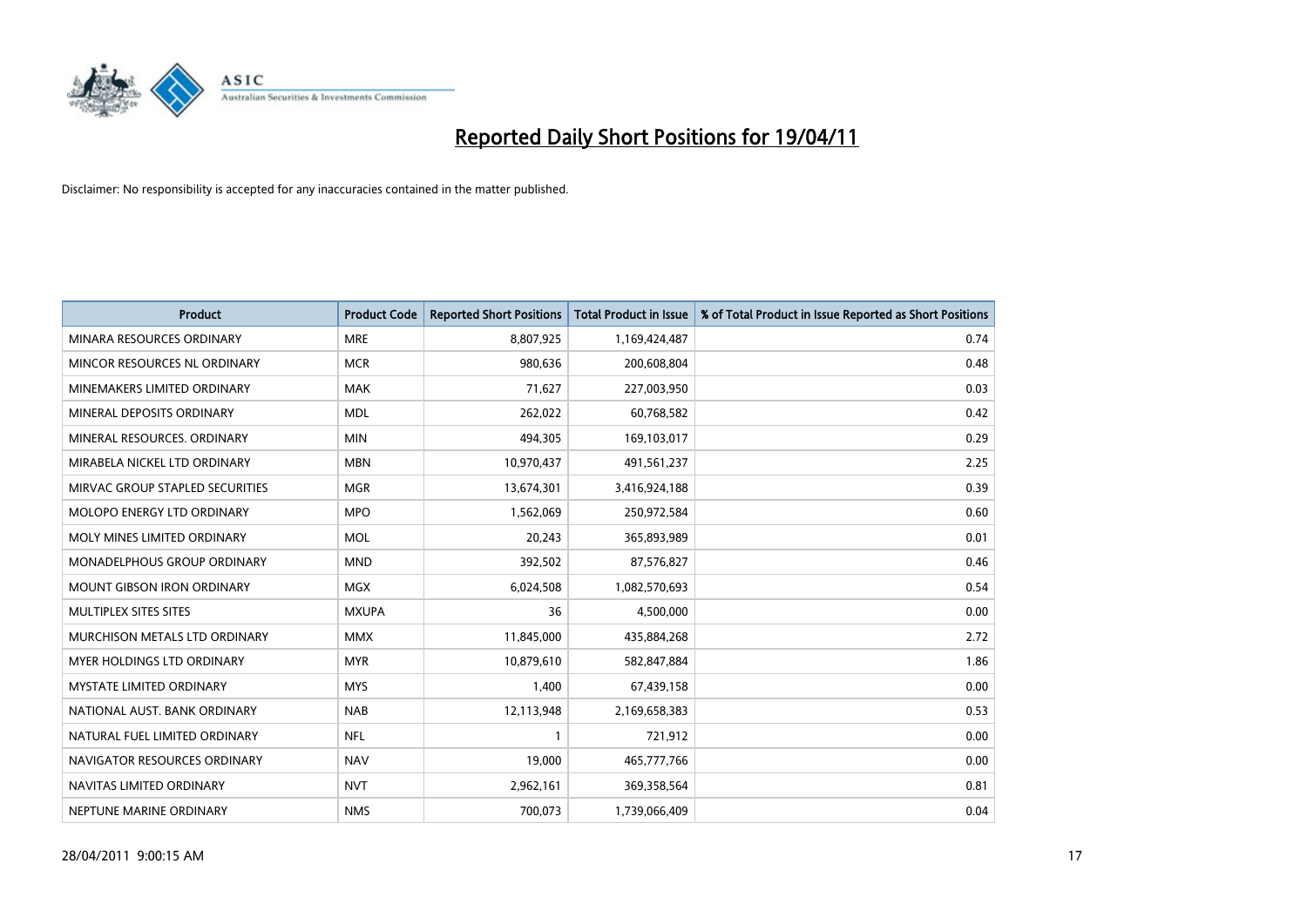# Reported Daily Short Positions for 19/04/11

Disclaimer: No responsibility is accepted for any inaccuracies contained in the matter published.

| Product | Product Code | Reported Short Positions | Total Product in Issue | % of Total Product in Issue Reported as Short Positions |
|---|---|---|---|---|
| MINARA RESOURCES ORDINARY | MRE | 8,807,925 | 1,169,424,487 | 0.74 |
| MINCOR RESOURCES NL ORDINARY | MCR | 980,636 | 200,608,804 | 0.48 |
| MINEMAKERS LIMITED ORDINARY | MAK | 71,627 | 227,003,950 | 0.03 |
| MINERAL DEPOSITS ORDINARY | MDL | 262,022 | 60,768,582 | 0.42 |
| MINERAL RESOURCES. ORDINARY | MIN | 494,305 | 169,103,017 | 0.29 |
| MIRABELA NICKEL LTD ORDINARY | MBN | 10,970,437 | 491,561,237 | 2.25 |
| MIRVAC GROUP STAPLED SECURITIES | MGR | 13,674,301 | 3,416,924,188 | 0.39 |
| MOLOPO ENERGY LTD ORDINARY | MPO | 1,562,069 | 250,972,584 | 0.60 |
| MOLY MINES LIMITED ORDINARY | MOL | 20,243 | 365,893,989 | 0.01 |
| MONADELPHOUS GROUP ORDINARY | MND | 392,502 | 87,576,827 | 0.46 |
| MOUNT GIBSON IRON ORDINARY | MGX | 6,024,508 | 1,082,570,693 | 0.54 |
| MULTIPLEX SITES SITES | MXUPA | 36 | 4,500,000 | 0.00 |
| MURCHISON METALS LTD ORDINARY | MMX | 11,845,000 | 435,884,268 | 2.72 |
| MYER HOLDINGS LTD ORDINARY | MYR | 10,879,610 | 582,847,884 | 1.86 |
| MYSTATE LIMITED ORDINARY | MYS | 1,400 | 67,439,158 | 0.00 |
| NATIONAL AUST. BANK ORDINARY | NAB | 12,113,948 | 2,169,658,383 | 0.53 |
| NATURAL FUEL LIMITED ORDINARY | NFL | 1 | 721,912 | 0.00 |
| NAVIGATOR RESOURCES ORDINARY | NAV | 19,000 | 465,777,766 | 0.00 |
| NAVITAS LIMITED ORDINARY | NVT | 2,962,161 | 369,358,564 | 0.81 |
| NEPTUNE MARINE ORDINARY | NMS | 700,073 | 1,739,066,409 | 0.04 |

28/04/2011 9:00:15 AM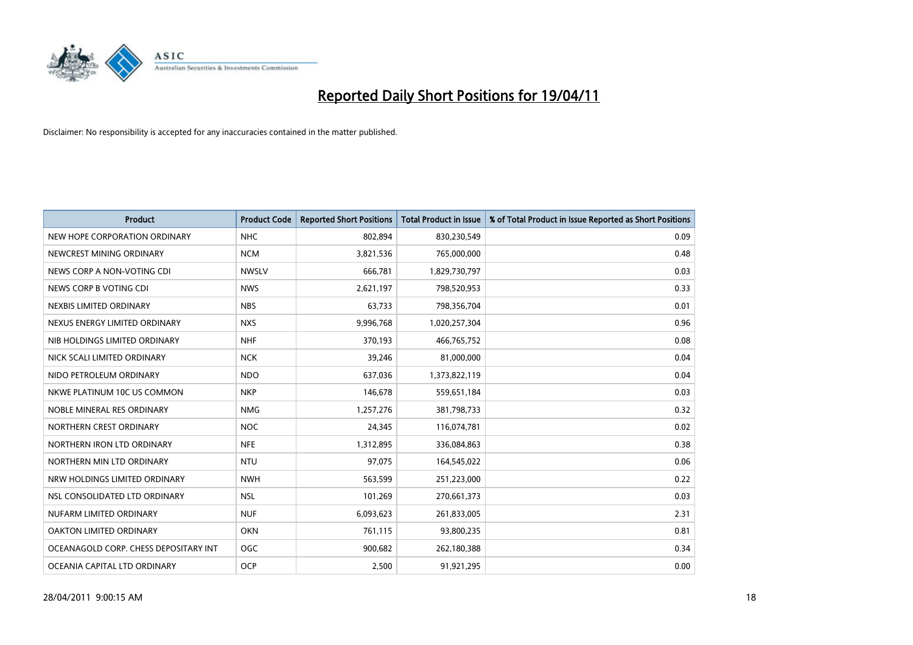# Reported Daily Short Positions for 19/04/11

Disclaimer: No responsibility is accepted for any inaccuracies contained in the matter published.

| Product | Product Code | Reported Short Positions | Total Product in Issue | % of Total Product in Issue Reported as Short Positions |
|---|---|---|---|---|
| NEW HOPE CORPORATION ORDINARY | NHC | 802,894 | 830,230,549 | 0.09 |
| NEWCREST MINING ORDINARY | NCM | 3,821,536 | 765,000,000 | 0.48 |
| NEWS CORP A NON-VOTING CDI | NWSLV | 666,781 | 1,829,730,797 | 0.03 |
| NEWS CORP B VOTING CDI | NWS | 2,621,197 | 798,520,953 | 0.33 |
| NEXBIS LIMITED ORDINARY | NBS | 63,733 | 798,356,704 | 0.01 |
| NEXUS ENERGY LIMITED ORDINARY | NXS | 9,996,768 | 1,020,257,304 | 0.96 |
| NIB HOLDINGS LIMITED ORDINARY | NHF | 370,193 | 466,765,752 | 0.08 |
| NICK SCALI LIMITED ORDINARY | NCK | 39,246 | 81,000,000 | 0.04 |
| NIDO PETROLEUM ORDINARY | NDO | 637,036 | 1,373,822,119 | 0.04 |
| NKWE PLATINUM 10C US COMMON | NKP | 146,678 | 559,651,184 | 0.03 |
| NOBLE MINERAL RES ORDINARY | NMG | 1,257,276 | 381,798,733 | 0.32 |
| NORTHERN CREST ORDINARY | NOC | 24,345 | 116,074,781 | 0.02 |
| NORTHERN IRON LTD ORDINARY | NFE | 1,312,895 | 336,084,863 | 0.38 |
| NORTHERN MIN LTD ORDINARY | NTU | 97,075 | 164,545,022 | 0.06 |
| NRW HOLDINGS LIMITED ORDINARY | NWH | 563,599 | 251,223,000 | 0.22 |
| NSL CONSOLIDATED LTD ORDINARY | NSL | 101,269 | 270,661,373 | 0.03 |
| NUFARM LIMITED ORDINARY | NUF | 6,093,623 | 261,833,005 | 2.31 |
| OAKTON LIMITED ORDINARY | OKN | 761,115 | 93,800,235 | 0.81 |
| OCEANAGOLD CORP. CHESS DEPOSITARY INT | OGC | 900,682 | 262,180,388 | 0.34 |
| OCEANIA CAPITAL LTD ORDINARY | OCP | 2,500 | 91,921,295 | 0.00 |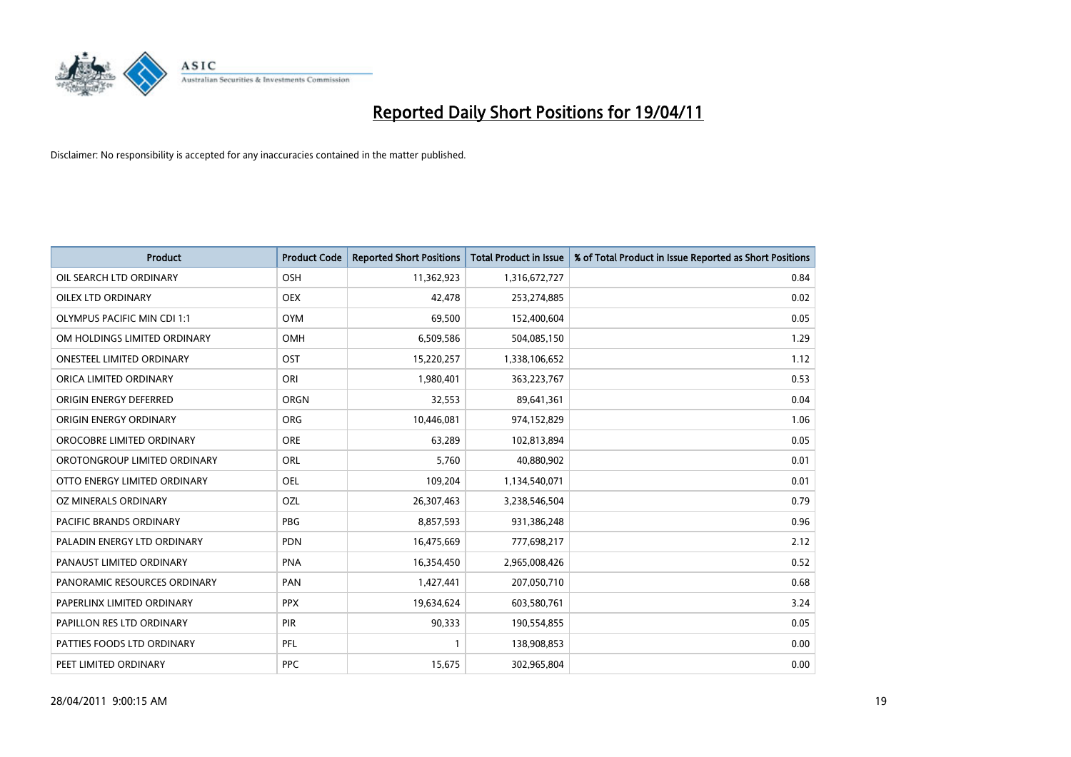# Reported Daily Short Positions for 19/04/11

Disclaimer: No responsibility is accepted for any inaccuracies contained in the matter published.

| Product | Product Code | Reported Short Positions | Total Product in Issue | % of Total Product in Issue Reported as Short Positions |
|---|---|---|---|---|
| OIL SEARCH LTD ORDINARY | OSH | 11,362,923 | 1,316,672,727 | 0.84 |
| OILEX LTD ORDINARY | OEX | 42,478 | 253,274,885 | 0.02 |
| OLYMPUS PACIFIC MIN CDI 1:1 | OYM | 69,500 | 152,400,604 | 0.05 |
| OM HOLDINGS LIMITED ORDINARY | OMH | 6,509,586 | 504,085,150 | 1.29 |
| ONESTEEL LIMITED ORDINARY | OST | 15,220,257 | 1,338,106,652 | 1.12 |
| ORICA LIMITED ORDINARY | ORI | 1,980,401 | 363,223,767 | 0.53 |
| ORIGIN ENERGY DEFERRED | ORGN | 32,553 | 89,641,361 | 0.04 |
| ORIGIN ENERGY ORDINARY | ORG | 10,446,081 | 974,152,829 | 1.06 |
| OROCOBRE LIMITED ORDINARY | ORE | 63,289 | 102,813,894 | 0.05 |
| OROTONGROUP LIMITED ORDINARY | ORL | 5,760 | 40,880,902 | 0.01 |
| OTTO ENERGY LIMITED ORDINARY | OEL | 109,204 | 1,134,540,071 | 0.01 |
| OZ MINERALS ORDINARY | OZL | 26,307,463 | 3,238,546,504 | 0.79 |
| PACIFIC BRANDS ORDINARY | PBG | 8,857,593 | 931,386,248 | 0.96 |
| PALADIN ENERGY LTD ORDINARY | PDN | 16,475,669 | 777,698,217 | 2.12 |
| PANAUST LIMITED ORDINARY | PNA | 16,354,450 | 2,965,008,426 | 0.52 |
| PANORAMIC RESOURCES ORDINARY | PAN | 1,427,441 | 207,050,710 | 0.68 |
| PAPERLINX LIMITED ORDINARY | PPX | 19,634,624 | 603,580,761 | 3.24 |
| PAPILLON RES LTD ORDINARY | PIR | 90,333 | 190,554,855 | 0.05 |
| PATTIES FOODS LTD ORDINARY | PFL | 1 | 138,908,853 | 0.00 |
| PEET LIMITED ORDINARY | PPC | 15,675 | 302,965,804 | 0.00 |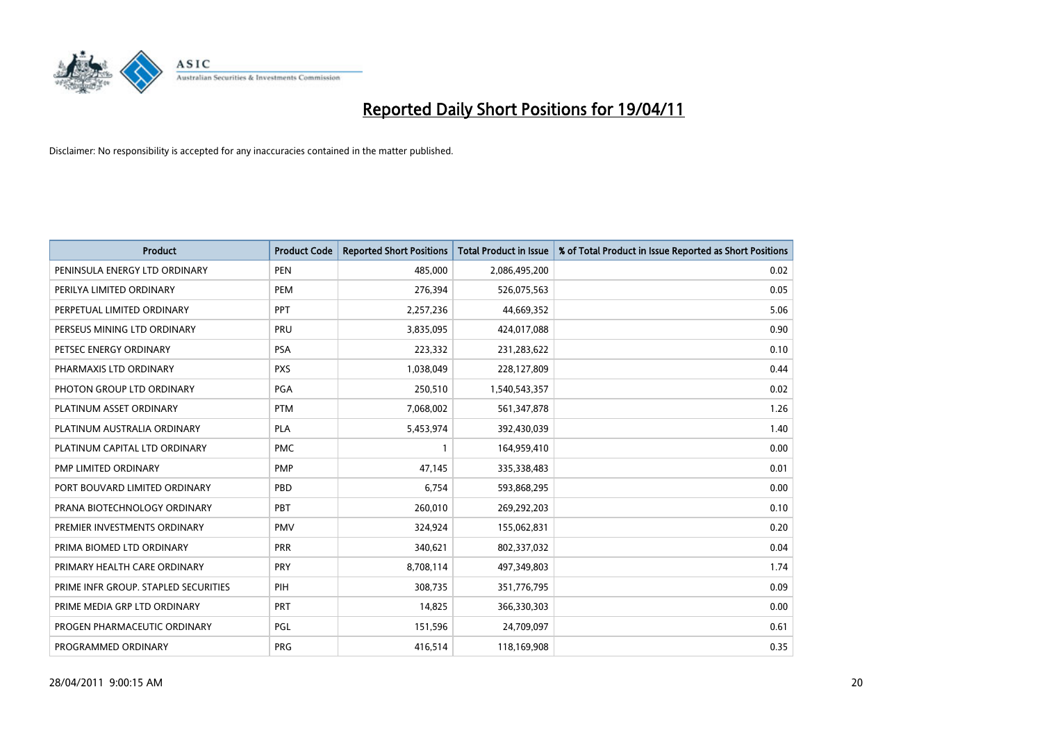# Reported Daily Short Positions for 19/04/11

Disclaimer: No responsibility is accepted for any inaccuracies contained in the matter published.

| Product | Product Code | Reported Short Positions | Total Product in Issue | % of Total Product in Issue Reported as Short Positions |
|---|---|---|---|---|
| PENINSULA ENERGY LTD ORDINARY | PEN | 485,000 | 2,086,495,200 | 0.02 |
| PERILYA LIMITED ORDINARY | PEM | 276,394 | 526,075,563 | 0.05 |
| PERPETUAL LIMITED ORDINARY | PPT | 2,257,236 | 44,669,352 | 5.06 |
| PERSEUS MINING LTD ORDINARY | PRU | 3,835,095 | 424,017,088 | 0.90 |
| PETSEC ENERGY ORDINARY | PSA | 223,332 | 231,283,622 | 0.10 |
| PHARMAXIS LTD ORDINARY | PXS | 1,038,049 | 228,127,809 | 0.44 |
| PHOTON GROUP LTD ORDINARY | PGA | 250,510 | 1,540,543,357 | 0.02 |
| PLATINUM ASSET ORDINARY | PTM | 7,068,002 | 561,347,878 | 1.26 |
| PLATINUM AUSTRALIA ORDINARY | PLA | 5,453,974 | 392,430,039 | 1.40 |
| PLATINUM CAPITAL LTD ORDINARY | PMC | 1 | 164,959,410 | 0.00 |
| PMP LIMITED ORDINARY | PMP | 47,145 | 335,338,483 | 0.01 |
| PORT BOUVARD LIMITED ORDINARY | PBD | 6,754 | 593,868,295 | 0.00 |
| PRANA BIOTECHNOLOGY ORDINARY | PBT | 260,010 | 269,292,203 | 0.10 |
| PREMIER INVESTMENTS ORDINARY | PMV | 324,924 | 155,062,831 | 0.20 |
| PRIMA BIOMED LTD ORDINARY | PRR | 340,621 | 802,337,032 | 0.04 |
| PRIMARY HEALTH CARE ORDINARY | PRY | 8,708,114 | 497,349,803 | 1.74 |
| PRIME INFR GROUP. STAPLED SECURITIES | PIH | 308,735 | 351,776,795 | 0.09 |
| PRIME MEDIA GRP LTD ORDINARY | PRT | 14,825 | 366,330,303 | 0.00 |
| PROGEN PHARMACEUTIC ORDINARY | PGL | 151,596 | 24,709,097 | 0.61 |
| PROGRAMMED ORDINARY | PRG | 416,514 | 118,169,908 | 0.35 |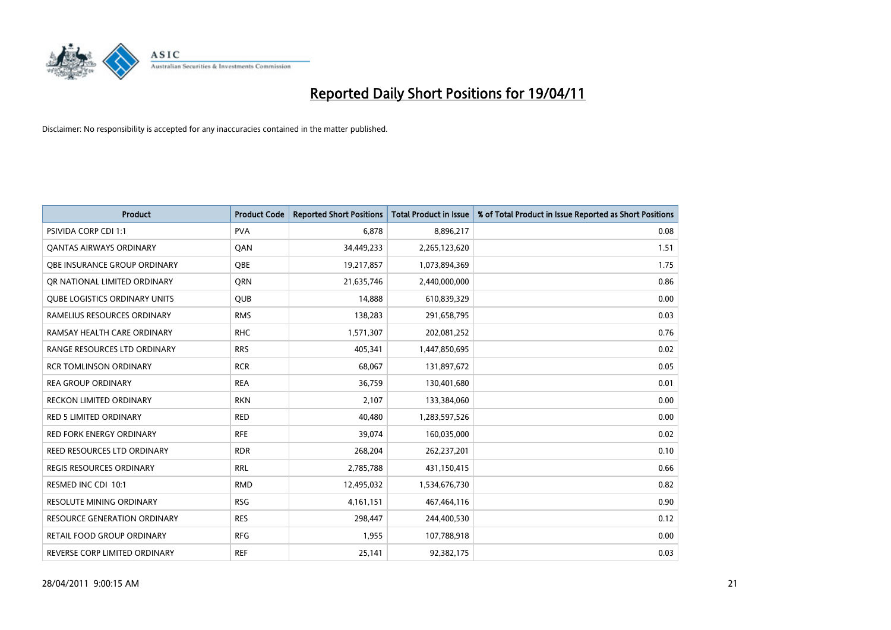# Reported Daily Short Positions for 19/04/11

Disclaimer: No responsibility is accepted for any inaccuracies contained in the matter published.

| Product | Product Code | Reported Short Positions | Total Product in Issue | % of Total Product in Issue Reported as Short Positions |
|---|---|---|---|---|
| PSIVIDA CORP CDI 1:1 | PVA | 6,878 | 8,896,217 | 0.08 |
| QANTAS AIRWAYS ORDINARY | QAN | 34,449,233 | 2,265,123,620 | 1.51 |
| QBE INSURANCE GROUP ORDINARY | QBE | 19,217,857 | 1,073,894,369 | 1.75 |
| QR NATIONAL LIMITED ORDINARY | QRN | 21,635,746 | 2,440,000,000 | 0.86 |
| QUBE LOGISTICS ORDINARY UNITS | QUB | 14,888 | 610,839,329 | 0.00 |
| RAMELIUS RESOURCES ORDINARY | RMS | 138,283 | 291,658,795 | 0.03 |
| RAMSAY HEALTH CARE ORDINARY | RHC | 1,571,307 | 202,081,252 | 0.76 |
| RANGE RESOURCES LTD ORDINARY | RRS | 405,341 | 1,447,850,695 | 0.02 |
| RCR TOMLINSON ORDINARY | RCR | 68,067 | 131,897,672 | 0.05 |
| REA GROUP ORDINARY | REA | 36,759 | 130,401,680 | 0.01 |
| RECKON LIMITED ORDINARY | RKN | 2,107 | 133,384,060 | 0.00 |
| RED 5 LIMITED ORDINARY | RED | 40,480 | 1,283,597,526 | 0.00 |
| RED FORK ENERGY ORDINARY | RFE | 39,074 | 160,035,000 | 0.02 |
| REED RESOURCES LTD ORDINARY | RDR | 268,204 | 262,237,201 | 0.10 |
| REGIS RESOURCES ORDINARY | RRL | 2,785,788 | 431,150,415 | 0.66 |
| RESMED INC CDI 10:1 | RMD | 12,495,032 | 1,534,676,730 | 0.82 |
| RESOLUTE MINING ORDINARY | RSG | 4,161,151 | 467,464,116 | 0.90 |
| RESOURCE GENERATION ORDINARY | RES | 298,447 | 244,400,530 | 0.12 |
| RETAIL FOOD GROUP ORDINARY | RFG | 1,955 | 107,788,918 | 0.00 |
| REVERSE CORP LIMITED ORDINARY | REF | 25,141 | 92,382,175 | 0.03 |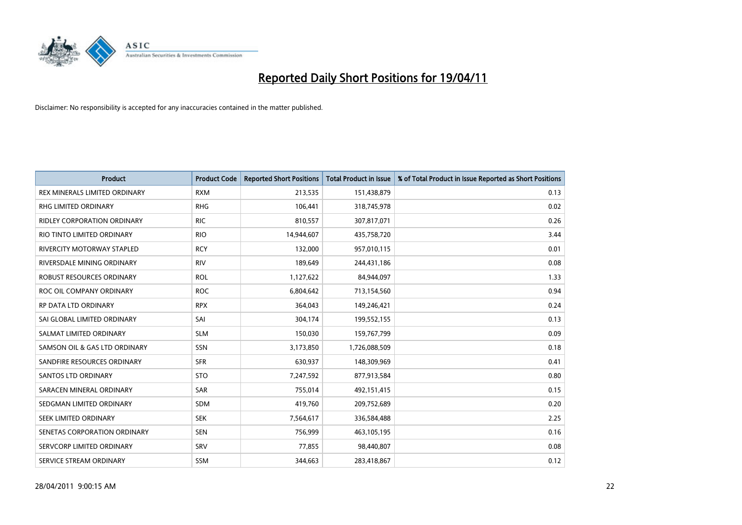# Reported Daily Short Positions for 19/04/11

Disclaimer: No responsibility is accepted for any inaccuracies contained in the matter published.

| Product | Product Code | Reported Short Positions | Total Product in Issue | % of Total Product in Issue Reported as Short Positions |
|---|---|---|---|---|
| REX MINERALS LIMITED ORDINARY | RXM | 213,535 | 151,438,879 | 0.13 |
| RHG LIMITED ORDINARY | RHG | 106,441 | 318,745,978 | 0.02 |
| RIDLEY CORPORATION ORDINARY | RIC | 810,557 | 307,817,071 | 0.26 |
| RIO TINTO LIMITED ORDINARY | RIO | 14,944,607 | 435,758,720 | 3.44 |
| RIVERCITY MOTORWAY STAPLED | RCY | 132,000 | 957,010,115 | 0.01 |
| RIVERSDALE MINING ORDINARY | RIV | 189,649 | 244,431,186 | 0.08 |
| ROBUST RESOURCES ORDINARY | ROL | 1,127,622 | 84,944,097 | 1.33 |
| ROC OIL COMPANY ORDINARY | ROC | 6,804,642 | 713,154,560 | 0.94 |
| RP DATA LTD ORDINARY | RPX | 364,043 | 149,246,421 | 0.24 |
| SAI GLOBAL LIMITED ORDINARY | SAI | 304,174 | 199,552,155 | 0.13 |
| SALMAT LIMITED ORDINARY | SLM | 150,030 | 159,767,799 | 0.09 |
| SAMSON OIL & GAS LTD ORDINARY | SSN | 3,173,850 | 1,726,088,509 | 0.18 |
| SANDFIRE RESOURCES ORDINARY | SFR | 630,937 | 148,309,969 | 0.41 |
| SANTOS LTD ORDINARY | STO | 7,247,592 | 877,913,584 | 0.80 |
| SARACEN MINERAL ORDINARY | SAR | 755,014 | 492,151,415 | 0.15 |
| SEDGMAN LIMITED ORDINARY | SDM | 419,760 | 209,752,689 | 0.20 |
| SEEK LIMITED ORDINARY | SEK | 7,564,617 | 336,584,488 | 2.25 |
| SENETAS CORPORATION ORDINARY | SEN | 756,999 | 463,105,195 | 0.16 |
| SERVCORP LIMITED ORDINARY | SRV | 77,855 | 98,440,807 | 0.08 |
| SERVICE STREAM ORDINARY | SSM | 344,663 | 283,418,867 | 0.12 |

28/04/2011 9:00:15 AM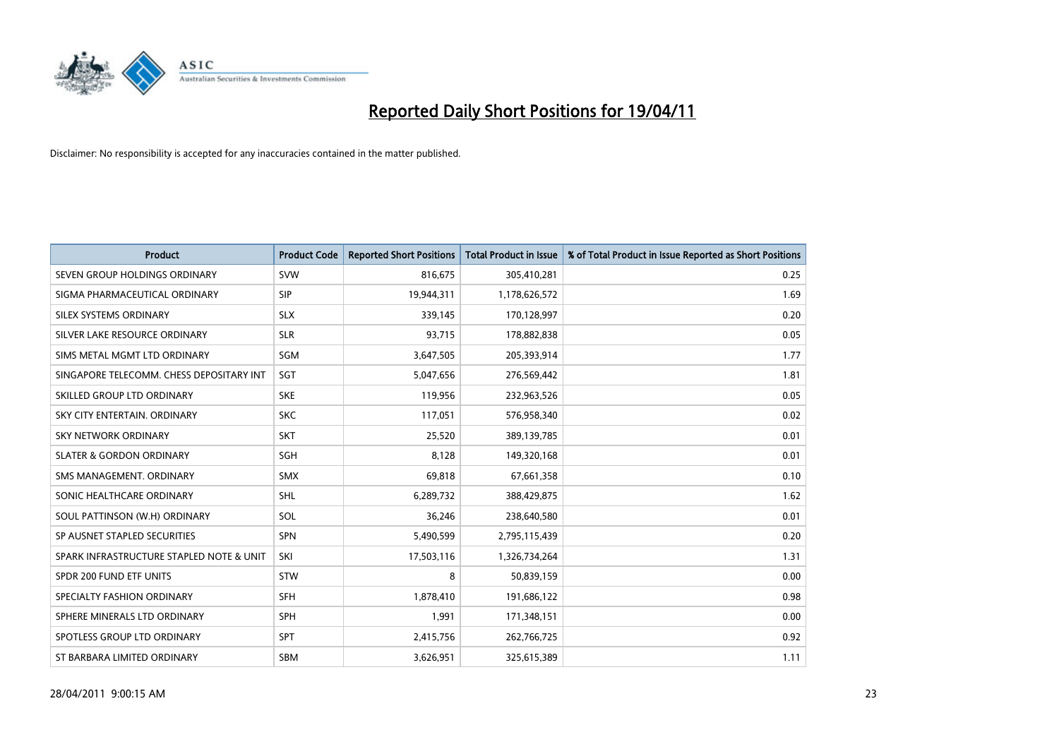# Reported Daily Short Positions for 19/04/11

Disclaimer: No responsibility is accepted for any inaccuracies contained in the matter published.

| Product | Product Code | Reported Short Positions | Total Product in Issue | % of Total Product in Issue Reported as Short Positions |
|---|---|---|---|---|
| SEVEN GROUP HOLDINGS ORDINARY | SVW | 816,675 | 305,410,281 | 0.25 |
| SIGMA PHARMACEUTICAL ORDINARY | SIP | 19,944,311 | 1,178,626,572 | 1.69 |
| SILEX SYSTEMS ORDINARY | SLX | 339,145 | 170,128,997 | 0.20 |
| SILVER LAKE RESOURCE ORDINARY | SLR | 93,715 | 178,882,838 | 0.05 |
| SIMS METAL MGMT LTD ORDINARY | SGM | 3,647,505 | 205,393,914 | 1.77 |
| SINGAPORE TELECOMM. CHESS DEPOSITARY INT | SGT | 5,047,656 | 276,569,442 | 1.81 |
| SKILLED GROUP LTD ORDINARY | SKE | 119,956 | 232,963,526 | 0.05 |
| SKY CITY ENTERTAIN. ORDINARY | SKC | 117,051 | 576,958,340 | 0.02 |
| SKY NETWORK ORDINARY | SKT | 25,520 | 389,139,785 | 0.01 |
| SLATER & GORDON ORDINARY | SGH | 8,128 | 149,320,168 | 0.01 |
| SMS MANAGEMENT. ORDINARY | SMX | 69,818 | 67,661,358 | 0.10 |
| SONIC HEALTHCARE ORDINARY | SHL | 6,289,732 | 388,429,875 | 1.62 |
| SOUL PATTINSON (W.H) ORDINARY | SOL | 36,246 | 238,640,580 | 0.01 |
| SP AUSNET STAPLED SECURITIES | SPN | 5,490,599 | 2,795,115,439 | 0.20 |
| SPARK INFRASTRUCTURE STAPLED NOTE & UNIT | SKI | 17,503,116 | 1,326,734,264 | 1.31 |
| SPDR 200 FUND ETF UNITS | STW | 8 | 50,839,159 | 0.00 |
| SPECIALTY FASHION ORDINARY | SFH | 1,878,410 | 191,686,122 | 0.98 |
| SPHERE MINERALS LTD ORDINARY | SPH | 1,991 | 171,348,151 | 0.00 |
| SPOTLESS GROUP LTD ORDINARY | SPT | 2,415,756 | 262,766,725 | 0.92 |
| ST BARBARA LIMITED ORDINARY | SBM | 3,626,951 | 325,615,389 | 1.11 |

28/04/2011 9:00:15 AM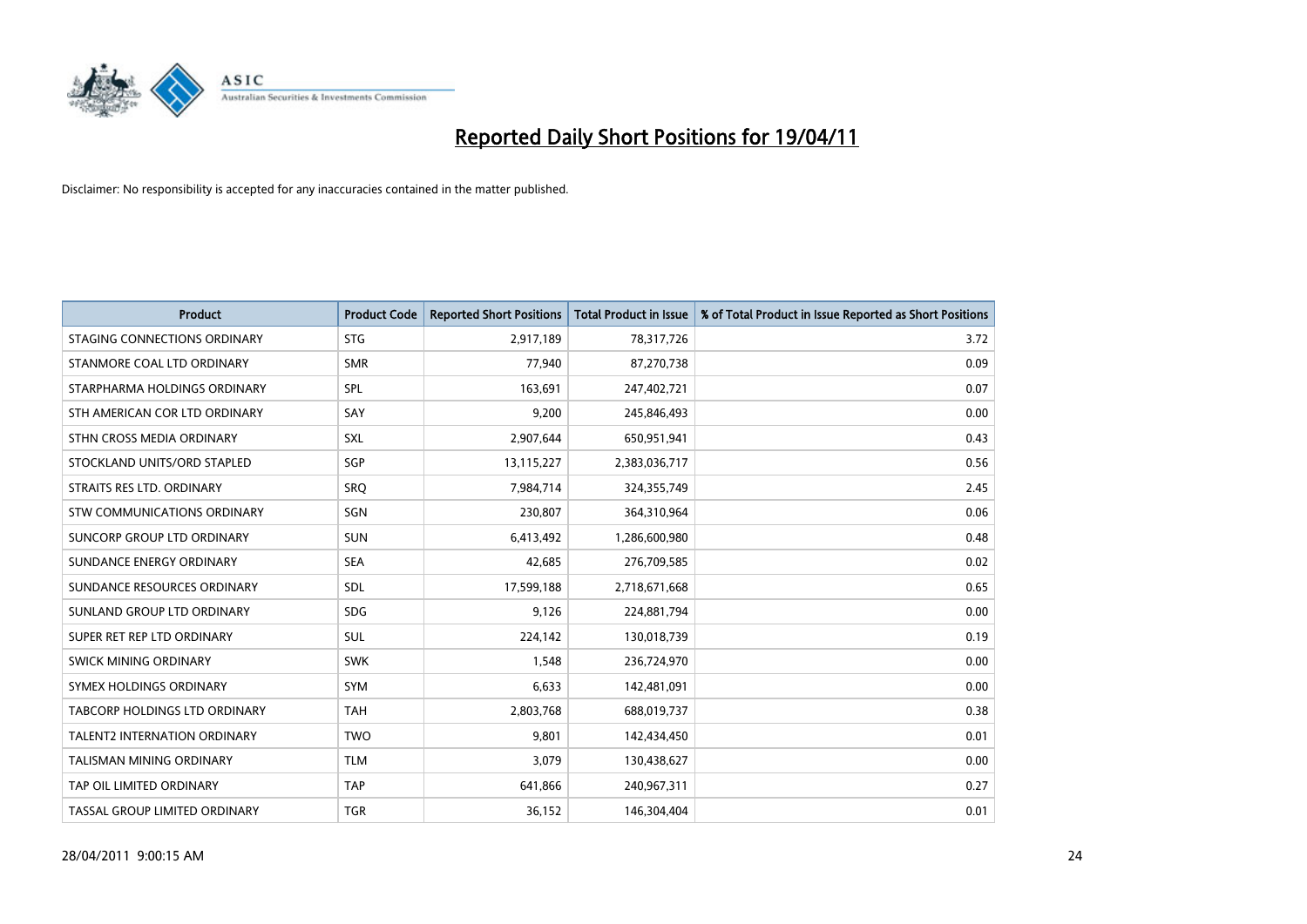# Reported Daily Short Positions for 19/04/11

Disclaimer: No responsibility is accepted for any inaccuracies contained in the matter published.

| Product | Product Code | Reported Short Positions | Total Product in Issue | % of Total Product in Issue Reported as Short Positions |
|---|---|---|---|---|
| STAGING CONNECTIONS ORDINARY | STG | 2,917,189 | 78,317,726 | 3.72 |
| STANMORE COAL LTD ORDINARY | SMR | 77,940 | 87,270,738 | 0.09 |
| STARPHARMA HOLDINGS ORDINARY | SPL | 163,691 | 247,402,721 | 0.07 |
| STH AMERICAN COR LTD ORDINARY | SAY | 9,200 | 245,846,493 | 0.00 |
| STHN CROSS MEDIA ORDINARY | SXL | 2,907,644 | 650,951,941 | 0.43 |
| STOCKLAND UNITS/ORD STAPLED | SGP | 13,115,227 | 2,383,036,717 | 0.56 |
| STRAITS RES LTD. ORDINARY | SRQ | 7,984,714 | 324,355,749 | 2.45 |
| STW COMMUNICATIONS ORDINARY | SGN | 230,807 | 364,310,964 | 0.06 |
| SUNCORP GROUP LTD ORDINARY | SUN | 6,413,492 | 1,286,600,980 | 0.48 |
| SUNDANCE ENERGY ORDINARY | SEA | 42,685 | 276,709,585 | 0.02 |
| SUNDANCE RESOURCES ORDINARY | SDL | 17,599,188 | 2,718,671,668 | 0.65 |
| SUNLAND GROUP LTD ORDINARY | SDG | 9,126 | 224,881,794 | 0.00 |
| SUPER RET REP LTD ORDINARY | SUL | 224,142 | 130,018,739 | 0.19 |
| SWICK MINING ORDINARY | SWK | 1,548 | 236,724,970 | 0.00 |
| SYMEX HOLDINGS ORDINARY | SYM | 6,633 | 142,481,091 | 0.00 |
| TABCORP HOLDINGS LTD ORDINARY | TAH | 2,803,768 | 688,019,737 | 0.38 |
| TALENT2 INTERNATION ORDINARY | TWO | 9,801 | 142,434,450 | 0.01 |
| TALISMAN MINING ORDINARY | TLM | 3,079 | 130,438,627 | 0.00 |
| TAP OIL LIMITED ORDINARY | TAP | 641,866 | 240,967,311 | 0.27 |
| TASSAL GROUP LIMITED ORDINARY | TGR | 36,152 | 146,304,404 | 0.01 |

28/04/2011 9:00:15 AM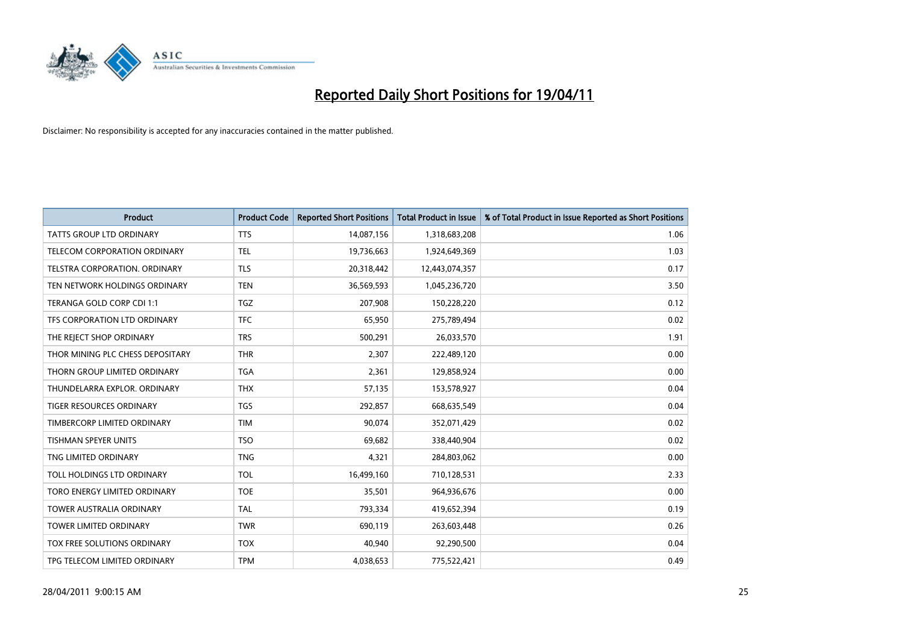# Reported Daily Short Positions for 19/04/11

Disclaimer: No responsibility is accepted for any inaccuracies contained in the matter published.

| Product | Product Code | Reported Short Positions | Total Product in Issue | % of Total Product in Issue Reported as Short Positions |
|---|---|---|---|---|
| TATTS GROUP LTD ORDINARY | TTS | 14,087,156 | 1,318,683,208 | 1.06 |
| TELECOM CORPORATION ORDINARY | TEL | 19,736,663 | 1,924,649,369 | 1.03 |
| TELSTRA CORPORATION. ORDINARY | TLS | 20,318,442 | 12,443,074,357 | 0.17 |
| TEN NETWORK HOLDINGS ORDINARY | TEN | 36,569,593 | 1,045,236,720 | 3.50 |
| TERANGA GOLD CORP CDI 1:1 | TGZ | 207,908 | 150,228,220 | 0.12 |
| TFS CORPORATION LTD ORDINARY | TFC | 65,950 | 275,789,494 | 0.02 |
| THE REJECT SHOP ORDINARY | TRS | 500,291 | 26,033,570 | 1.91 |
| THOR MINING PLC CHESS DEPOSITARY | THR | 2,307 | 222,489,120 | 0.00 |
| THORN GROUP LIMITED ORDINARY | TGA | 2,361 | 129,858,924 | 0.00 |
| THUNDELARRA EXPLOR. ORDINARY | THX | 57,135 | 153,578,927 | 0.04 |
| TIGER RESOURCES ORDINARY | TGS | 292,857 | 668,635,549 | 0.04 |
| TIMBERCORP LIMITED ORDINARY | TIM | 90,074 | 352,071,429 | 0.02 |
| TISHMAN SPEYER UNITS | TSO | 69,682 | 338,440,904 | 0.02 |
| TNG LIMITED ORDINARY | TNG | 4,321 | 284,803,062 | 0.00 |
| TOLL HOLDINGS LTD ORDINARY | TOL | 16,499,160 | 710,128,531 | 2.33 |
| TORO ENERGY LIMITED ORDINARY | TOE | 35,501 | 964,936,676 | 0.00 |
| TOWER AUSTRALIA ORDINARY | TAL | 793,334 | 419,652,394 | 0.19 |
| TOWER LIMITED ORDINARY | TWR | 690,119 | 263,603,448 | 0.26 |
| TOX FREE SOLUTIONS ORDINARY | TOX | 40,940 | 92,290,500 | 0.04 |
| TPG TELECOM LIMITED ORDINARY | TPM | 4,038,653 | 775,522,421 | 0.49 |

28/04/2011 9:00:15 AM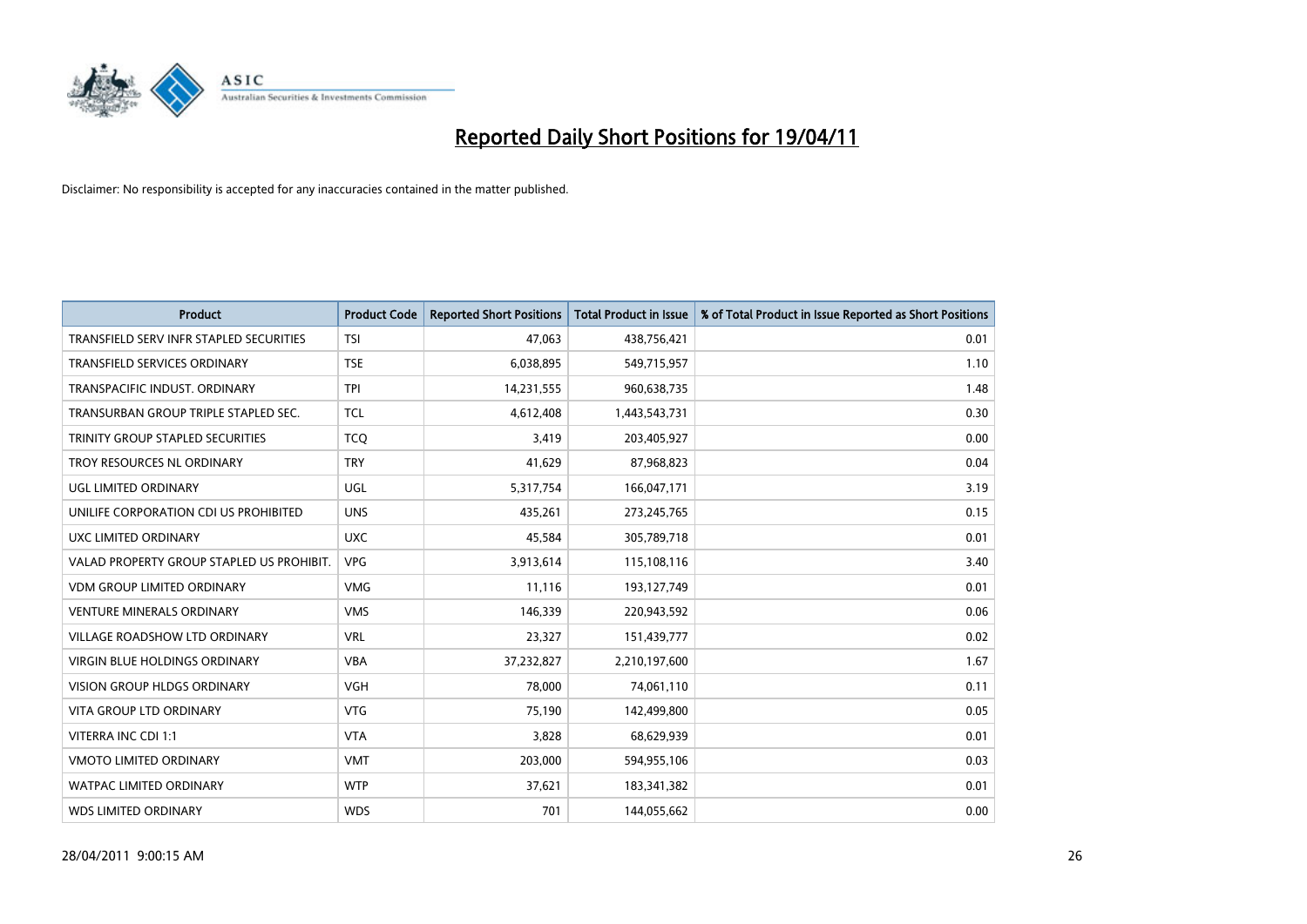# Reported Daily Short Positions for 19/04/11

Disclaimer: No responsibility is accepted for any inaccuracies contained in the matter published.

| Product | Product Code | Reported Short Positions | Total Product in Issue | % of Total Product in Issue Reported as Short Positions |
|---|---|---|---|---|
| TRANSFIELD SERV INFR STAPLED SECURITIES | TSI | 47,063 | 438,756,421 | 0.01 |
| TRANSFIELD SERVICES ORDINARY | TSE | 6,038,895 | 549,715,957 | 1.10 |
| TRANSPACIFIC INDUST. ORDINARY | TPI | 14,231,555 | 960,638,735 | 1.48 |
| TRANSURBAN GROUP TRIPLE STAPLED SEC. | TCL | 4,612,408 | 1,443,543,731 | 0.30 |
| TRINITY GROUP STAPLED SECURITIES | TCQ | 3,419 | 203,405,927 | 0.00 |
| TROY RESOURCES NL ORDINARY | TRY | 41,629 | 87,968,823 | 0.04 |
| UGL LIMITED ORDINARY | UGL | 5,317,754 | 166,047,171 | 3.19 |
| UNILIFE CORPORATION CDI US PROHIBITED | UNS | 435,261 | 273,245,765 | 0.15 |
| UXC LIMITED ORDINARY | UXC | 45,584 | 305,789,718 | 0.01 |
| VALAD PROPERTY GROUP STAPLED US PROHIBIT. | VPG | 3,913,614 | 115,108,116 | 3.40 |
| VDM GROUP LIMITED ORDINARY | VMG | 11,116 | 193,127,749 | 0.01 |
| VENTURE MINERALS ORDINARY | VMS | 146,339 | 220,943,592 | 0.06 |
| VILLAGE ROADSHOW LTD ORDINARY | VRL | 23,327 | 151,439,777 | 0.02 |
| VIRGIN BLUE HOLDINGS ORDINARY | VBA | 37,232,827 | 2,210,197,600 | 1.67 |
| VISION GROUP HLDGS ORDINARY | VGH | 78,000 | 74,061,110 | 0.11 |
| VITA GROUP LTD ORDINARY | VTG | 75,190 | 142,499,800 | 0.05 |
| VITERRA INC CDI 1:1 | VTA | 3,828 | 68,629,939 | 0.01 |
| VMOTO LIMITED ORDINARY | VMT | 203,000 | 594,955,106 | 0.03 |
| WATPAC LIMITED ORDINARY | WTP | 37,621 | 183,341,382 | 0.01 |
| WDS LIMITED ORDINARY | WDS | 701 | 144,055,662 | 0.00 |

28/04/2011 9:00:15 AM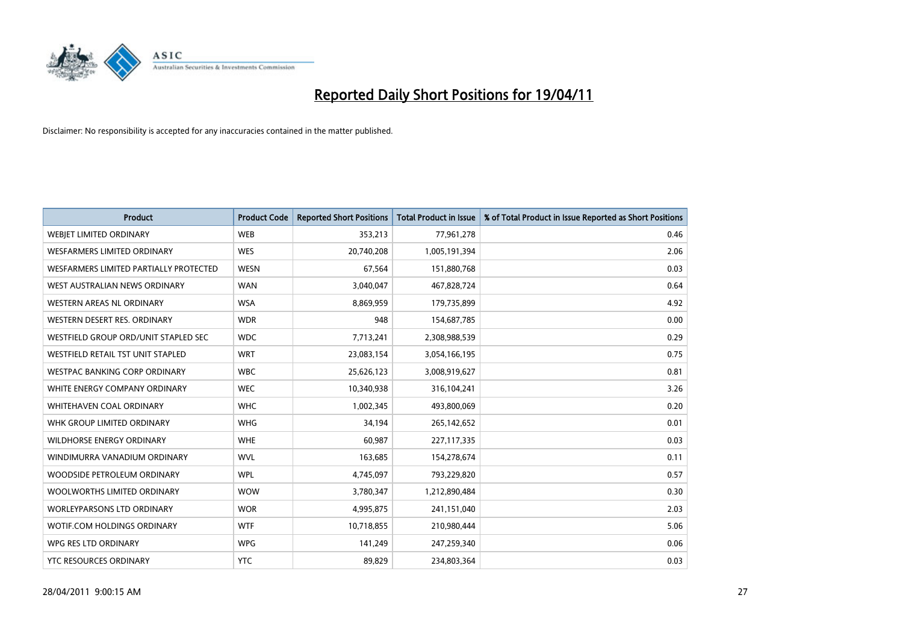# Reported Daily Short Positions for 19/04/11

Disclaimer: No responsibility is accepted for any inaccuracies contained in the matter published.

| Product | Product Code | Reported Short Positions | Total Product in Issue | % of Total Product in Issue Reported as Short Positions |
|---|---|---|---|---|
| WEBJET LIMITED ORDINARY | WEB | 353,213 | 77,961,278 | 0.46 |
| WESFARMERS LIMITED ORDINARY | WES | 20,740,208 | 1,005,191,394 | 2.06 |
| WESFARMERS LIMITED PARTIALLY PROTECTED | WESN | 67,564 | 151,880,768 | 0.03 |
| WEST AUSTRALIAN NEWS ORDINARY | WAN | 3,040,047 | 467,828,724 | 0.64 |
| WESTERN AREAS NL ORDINARY | WSA | 8,869,959 | 179,735,899 | 4.92 |
| WESTERN DESERT RES. ORDINARY | WDR | 948 | 154,687,785 | 0.00 |
| WESTFIELD GROUP ORD/UNIT STAPLED SEC | WDC | 7,713,241 | 2,308,988,539 | 0.29 |
| WESTFIELD RETAIL TST UNIT STAPLED | WRT | 23,083,154 | 3,054,166,195 | 0.75 |
| WESTPAC BANKING CORP ORDINARY | WBC | 25,626,123 | 3,008,919,627 | 0.81 |
| WHITE ENERGY COMPANY ORDINARY | WEC | 10,340,938 | 316,104,241 | 3.26 |
| WHITEHAVEN COAL ORDINARY | WHC | 1,002,345 | 493,800,069 | 0.20 |
| WHK GROUP LIMITED ORDINARY | WHG | 34,194 | 265,142,652 | 0.01 |
| WILDHORSE ENERGY ORDINARY | WHE | 60,987 | 227,117,335 | 0.03 |
| WINDIMURRA VANADIUM ORDINARY | WVL | 163,685 | 154,278,674 | 0.11 |
| WOODSIDE PETROLEUM ORDINARY | WPL | 4,745,097 | 793,229,820 | 0.57 |
| WOOLWORTHS LIMITED ORDINARY | WOW | 3,780,347 | 1,212,890,484 | 0.30 |
| WORLEYPARSONS LTD ORDINARY | WOR | 4,995,875 | 241,151,040 | 2.03 |
| WOTIF.COM HOLDINGS ORDINARY | WTF | 10,718,855 | 210,980,444 | 5.06 |
| WPG RES LTD ORDINARY | WPG | 141,249 | 247,259,340 | 0.06 |
| YTC RESOURCES ORDINARY | YTC | 89,829 | 234,803,364 | 0.03 |

28/04/2011 9:00:15 AM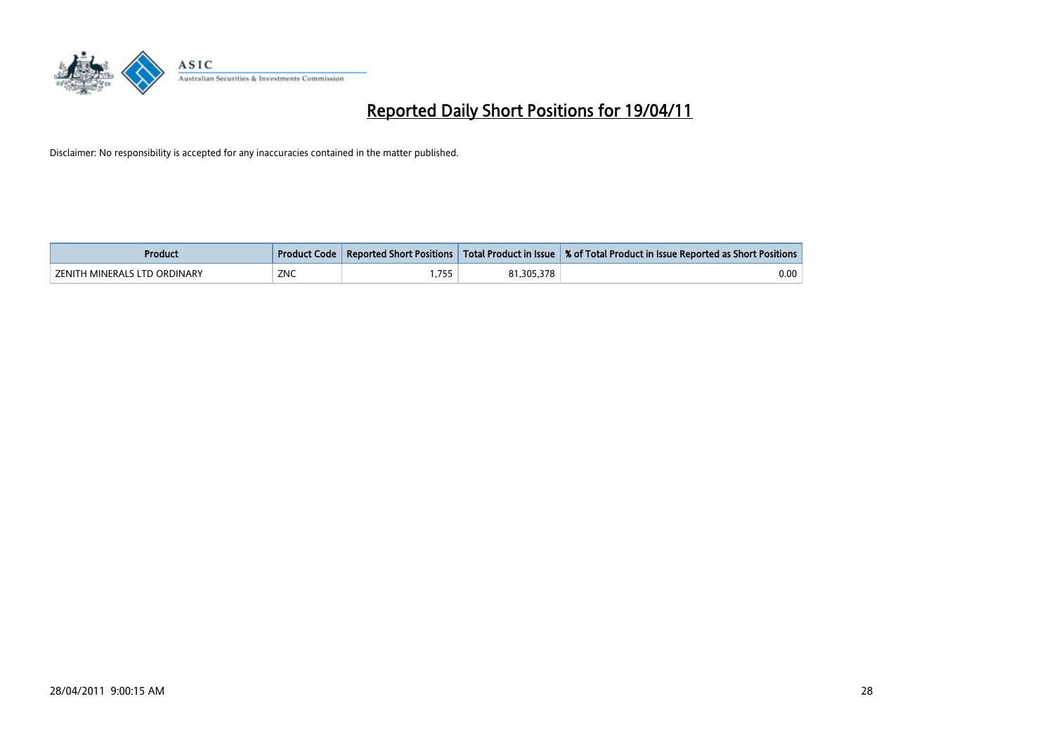# Reported Daily Short Positions for 19/04/11

Disclaimer: No responsibility is accepted for any inaccuracies contained in the matter published.

| Product | Product Code | Reported Short Positions | Total Product in Issue | % of Total Product in Issue Reported as Short Positions |
|---|---|---|---|---|
| ZENITH MINERALS LTD ORDINARY | ZNC | 1,755 | 81,305,378 | 0.00 |

28/04/2011 9:00:15 AM